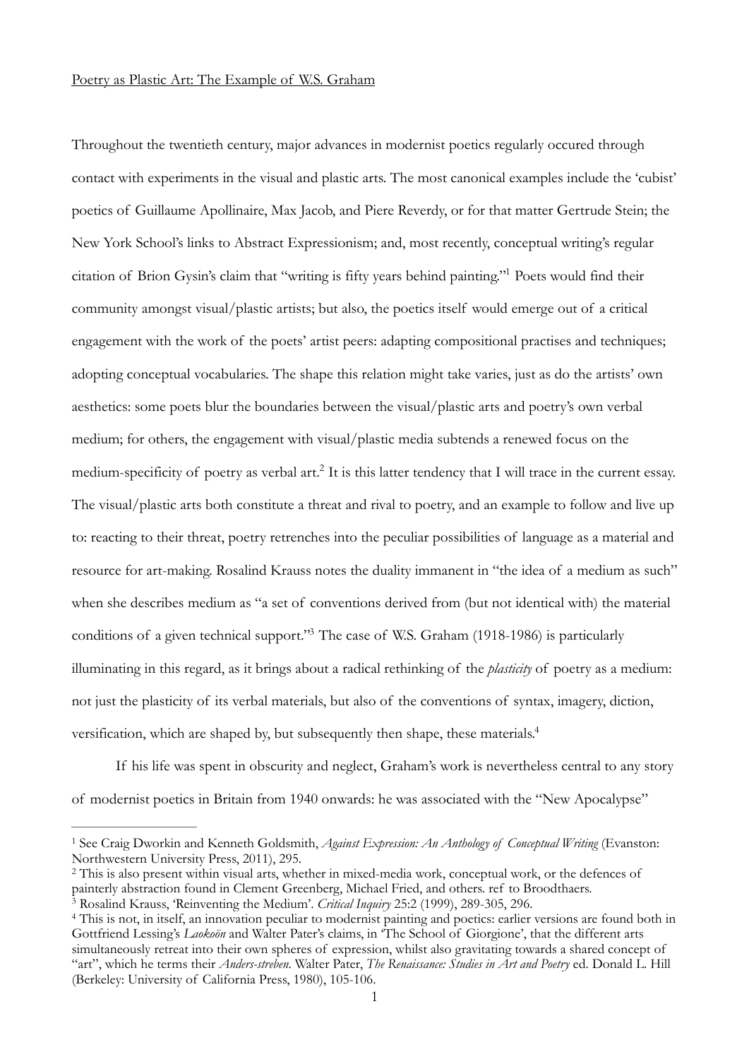Poetry as Plastic Art: The Example of W.S. Graham

Throughout the twentieth century, major advances in modernist poetics regularly occured through contact with experiments in the visual and plastic arts. The most canonical examples include the 'cubist' poetics of Guillaume Apollinaire, Max Jacob, and Piere Reverdy, or for that matter Gertrude Stein; the New York School's links to Abstract Expressionism; and, most recently, conceptual writing's regular citation of Brion Gysin's claim that "writing is fifty years behind painting."[1] Poets would find their community amongst visual/plastic artists; but also, the poetics itself would emerge out of a critical engagement with the work of the poets' artist peers: adapting compositional practises and techniques; adopting conceptual vocabularies. The shape this relation might take varies, just as do the artists' own aesthetics: some poets blur the boundaries between the visual/plastic arts and poetry's own verbal medium; for others, the engagement with visual/plastic media subtends a renewed focus on the medium-specificity of poetry as verbal art.[2] It is this latter tendency that I will trace in the current essay. The visual/plastic arts both constitute a threat and rival to poetry, and an example to follow and live up to: reacting to their threat, poetry retrenches into the peculiar possibilities of language as a material and resource for art-making. Rosalind Krauss notes the duality immanent in "the idea of a medium as such" when she describes medium as "a set of conventions derived from (but not identical with) the material conditions of a given technical support."[3] The case of W.S. Graham (1918-1986) is particularly illuminating in this regard, as it brings about a radical rethinking of the *plasticity* of poetry as a medium: not just the plasticity of its verbal materials, but also of the conventions of syntax, imagery, diction, versification, which are shaped by, but subsequently then shape, these materials.[4]

If his life was spent in obscurity and neglect, Graham's work is nevertheless central to any story of modernist poetics in Britain from 1940 onwards: he was associated with the "New Apocalypse"

---

[1] See Craig Dworkin and Kenneth Goldsmith, *Against Expression: An Anthology of Conceptual Writing* (Evanston: Northwestern University Press, 2011), 295.

[2] This is also present within visual arts, whether in mixed-media work, conceptual work, or the defences of painterly abstraction found in Clement Greenberg, Michael Fried, and others. ref to Broodthaers.

[3] Rosalind Krauss, 'Reinventing the Medium'. *Critical Inquiry* 25:2 (1999), 289-305, 296.

[4] This is not, in itself, an innovation peculiar to modernist painting and poetics: earlier versions are found both in Gottfriend Lessing's *Laokoön* and Walter Pater's claims, in 'The School of Giorgione', that the different arts simultaneously retreat into their own spheres of expression, whilst also gravitating towards a shared concept of "art", which he terms their *Anders-streben*. Walter Pater, *The Renaissance: Studies in Art and Poetry* ed. Donald L. Hill (Berkeley: University of California Press, 1980), 105-106.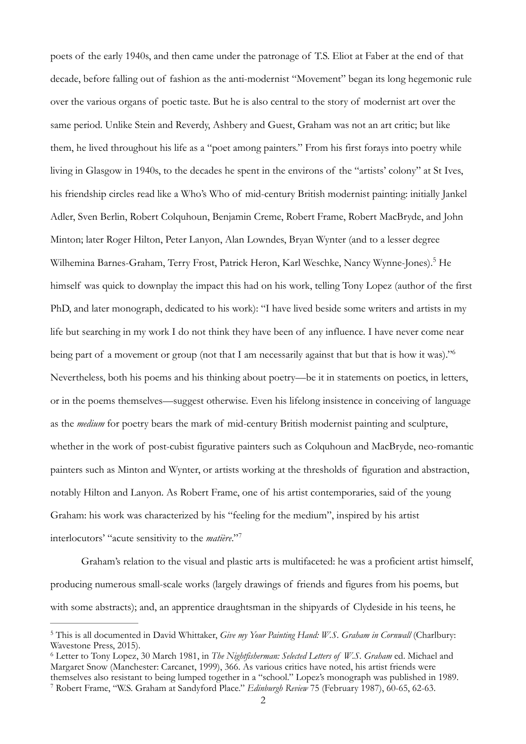poets of the early 1940s, and then came under the patronage of T.S. Eliot at Faber at the end of that decade, before falling out of fashion as the anti-modernist "Movement" began its long hegemonic rule over the various organs of poetic taste. But he is also central to the story of modernist art over the same period. Unlike Stein and Reverdy, Ashbery and Guest, Graham was not an art critic; but like them, he lived throughout his life as a "poet among painters." From his first forays into poetry while living in Glasgow in 1940s, to the decades he spent in the environs of the "artists' colony" at St Ives, his friendship circles read like a Who's Who of mid-century British modernist painting: initially Jankel Adler, Sven Berlin, Robert Colquhoun, Benjamin Creme, Robert Frame, Robert MacBryde, and John Minton; later Roger Hilton, Peter Lanyon, Alan Lowndes, Bryan Wynter (and to a lesser degree Wilhemina Barnes-Graham, Terry Frost, Patrick Heron, Karl Weschke, Nancy Wynne-Jones).[5] He himself was quick to downplay the impact this had on his work, telling Tony Lopez (author of the first PhD, and later monograph, dedicated to his work): "I have lived beside some writers and artists in my life but searching in my work I do not think they have been of any influence. I have never come near being part of a movement or group (not that I am necessarily against that but that is how it was)."[6] Nevertheless, both his poems and his thinking about poetry—be it in statements on poetics, in letters, or in the poems themselves—suggest otherwise. Even his lifelong insistence in conceiving of language as the *medium* for poetry bears the mark of mid-century British modernist painting and sculpture, whether in the work of post-cubist figurative painters such as Colquhoun and MacBryde, neo-romantic painters such as Minton and Wynter, or artists working at the thresholds of figuration and abstraction, notably Hilton and Lanyon. As Robert Frame, one of his artist contemporaries, said of the young Graham: his work was characterized by his "feeling for the medium", inspired by his artist interlocutors' "acute sensitivity to the *matière*."[7]

Graham's relation to the visual and plastic arts is multifaceted: he was a proficient artist himself, producing numerous small-scale works (largely drawings of friends and figures from his poems, but with some abstracts); and, an apprentice draughtsman in the shipyards of Clydeside in his teens, he

---

[5] This is all documented in David Whittaker, *Give my Your Painting Hand: W.S. Graham in Cornwall* (Charlbury: Wavestone Press, 2015).

[6] Letter to Tony Lopez, 30 March 1981, in *The Nightfisherman: Selected Letters of W.S. Graham* ed. Michael and Margaret Snow (Manchester: Carcanet, 1999), 366. As various critics have noted, his artist friends were themselves also resistant to being lumped together in a "school." Lopez's monograph was published in 1989.

[7] Robert Frame, "W.S. Graham at Sandyford Place." *Edinburgh Review* 75 (February 1987), 60-65, 62-63.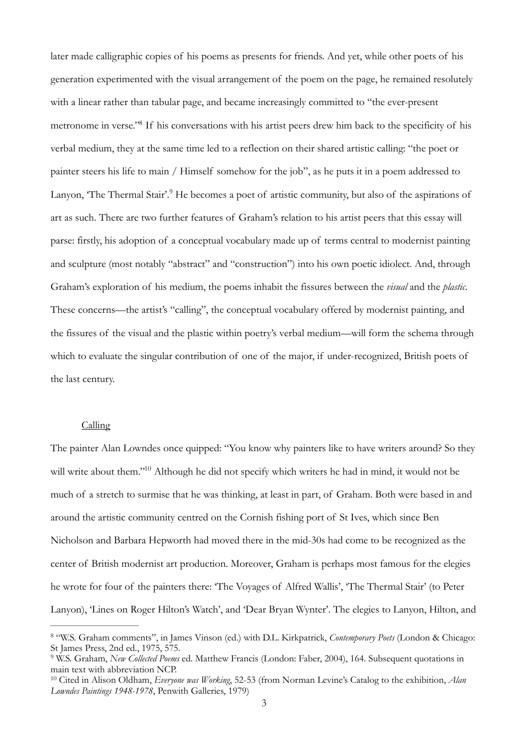later made calligraphic copies of his poems as presents for friends. And yet, while other poets of his generation experimented with the visual arrangement of the poem on the page, he remained resolutely with a linear rather than tabular page, and became increasingly committed to "the ever-present metronome in verse."[8] If his conversations with his artist peers drew him back to the specificity of his verbal medium, they at the same time led to a reflection on their shared artistic calling: "the poet or painter steers his life to main / Himself somehow for the job", as he puts it in a poem addressed to Lanyon, 'The Thermal Stair'.[9] He becomes a poet of artistic community, but also of the aspirations of art as such. There are two further features of Graham's relation to his artist peers that this essay will parse: firstly, his adoption of a conceptual vocabulary made up of terms central to modernist painting and sculpture (most notably "abstract" and "construction") into his own poetic idiolect. And, through Graham's exploration of his medium, the poems inhabit the fissures between the *visual* and the *plastic*. These concerns—the artist's "calling", the conceptual vocabulary offered by modernist painting, and the fissures of the visual and the plastic within poetry's verbal medium—will form the schema through which to evaluate the singular contribution of one of the major, if under-recognized, British poets of the last century.

## Calling

The painter Alan Lowndes once quipped: "You know why painters like to have writers around? So they will write about them."[10] Although he did not specify which writers he had in mind, it would not be much of a stretch to surmise that he was thinking, at least in part, of Graham. Both were based in and around the artistic community centred on the Cornish fishing port of St Ives, which since Ben Nicholson and Barbara Hepworth had moved there in the mid-30s had come to be recognized as the center of British modernist art production. Moreover, Graham is perhaps most famous for the elegies he wrote for four of the painters there: 'The Voyages of Alfred Wallis', 'The Thermal Stair' (to Peter Lanyon), 'Lines on Roger Hilton's Watch', and 'Dear Bryan Wynter'. The elegies to Lanyon, Hilton, and

---

[8] "W.S. Graham comments", in James Vinson (ed.) with D.L. Kirkpatrick, *Contemporary Poets* (London & Chicago: St James Press, 2nd ed., 1975, 575.

[9] W.S. Graham, *New Collected Poems* ed. Matthew Francis (London: Faber, 2004), 164. Subsequent quotations in main text with abbreviation NCP.

[10] Cited in Alison Oldham, *Everyone was Working*, 52-53 (from Norman Levine's Catalog to the exhibition, *Alan Lowndes Paintings 1948-1978*, Penwith Galleries, 1979)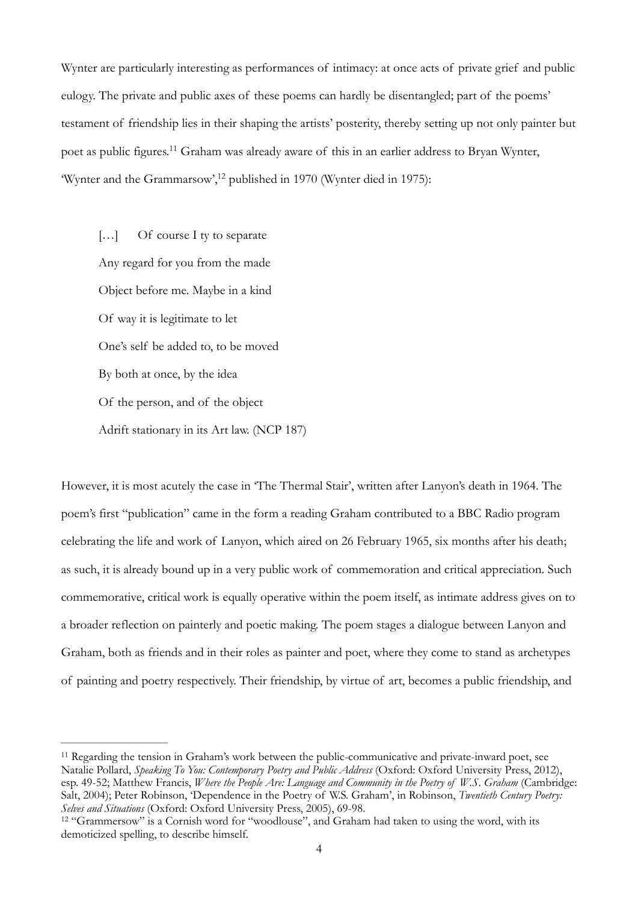Wynter are particularly interesting as performances of intimacy: at once acts of private grief and public eulogy. The private and public axes of these poems can hardly be disentangled; part of the poems' testament of friendship lies in their shaping the artists' posterity, thereby setting up not only painter but poet as public figures.[11] Graham was already aware of this in an earlier address to Bryan Wynter, 'Wynter and the Grammarsow',[12] published in 1970 (Wynter died in 1975):

> […]     Of course I ty to separate
> Any regard for you from the made
> Object before me. Maybe in a kind
> Of way it is legitimate to let
> One's self be added to, to be moved
> By both at once, by the idea
> Of the person, and of the object
> Adrift stationary in its Art law. (NCP 187)

However, it is most acutely the case in 'The Thermal Stair', written after Lanyon's death in 1964. The poem's first "publication" came in the form a reading Graham contributed to a BBC Radio program celebrating the life and work of Lanyon, which aired on 26 February 1965, six months after his death; as such, it is already bound up in a very public work of commemoration and critical appreciation. Such commemorative, critical work is equally operative within the poem itself, as intimate address gives on to a broader reflection on painterly and poetic making. The poem stages a dialogue between Lanyon and Graham, both as friends and in their roles as painter and poet, where they come to stand as archetypes of painting and poetry respectively. Their friendship, by virtue of art, becomes a public friendship, and

---

[11] Regarding the tension in Graham's work between the public-communicative and private-inward poet, see Natalie Pollard, *Speaking To You: Contemporary Poetry and Public Address* (Oxford: Oxford University Press, 2012), esp. 49-52; Matthew Francis, *Where the People Are: Language and Community in the Poetry of W.S. Graham* (Cambridge: Salt, 2004); Peter Robinson, 'Dependence in the Poetry of W.S. Graham', in Robinson, *Twentieth Century Poetry: Selves and Situations* (Oxford: Oxford University Press, 2005), 69-98.

[12] "Grammersow" is a Cornish word for "woodlouse", and Graham had taken to using the word, with its demoticized spelling, to describe himself.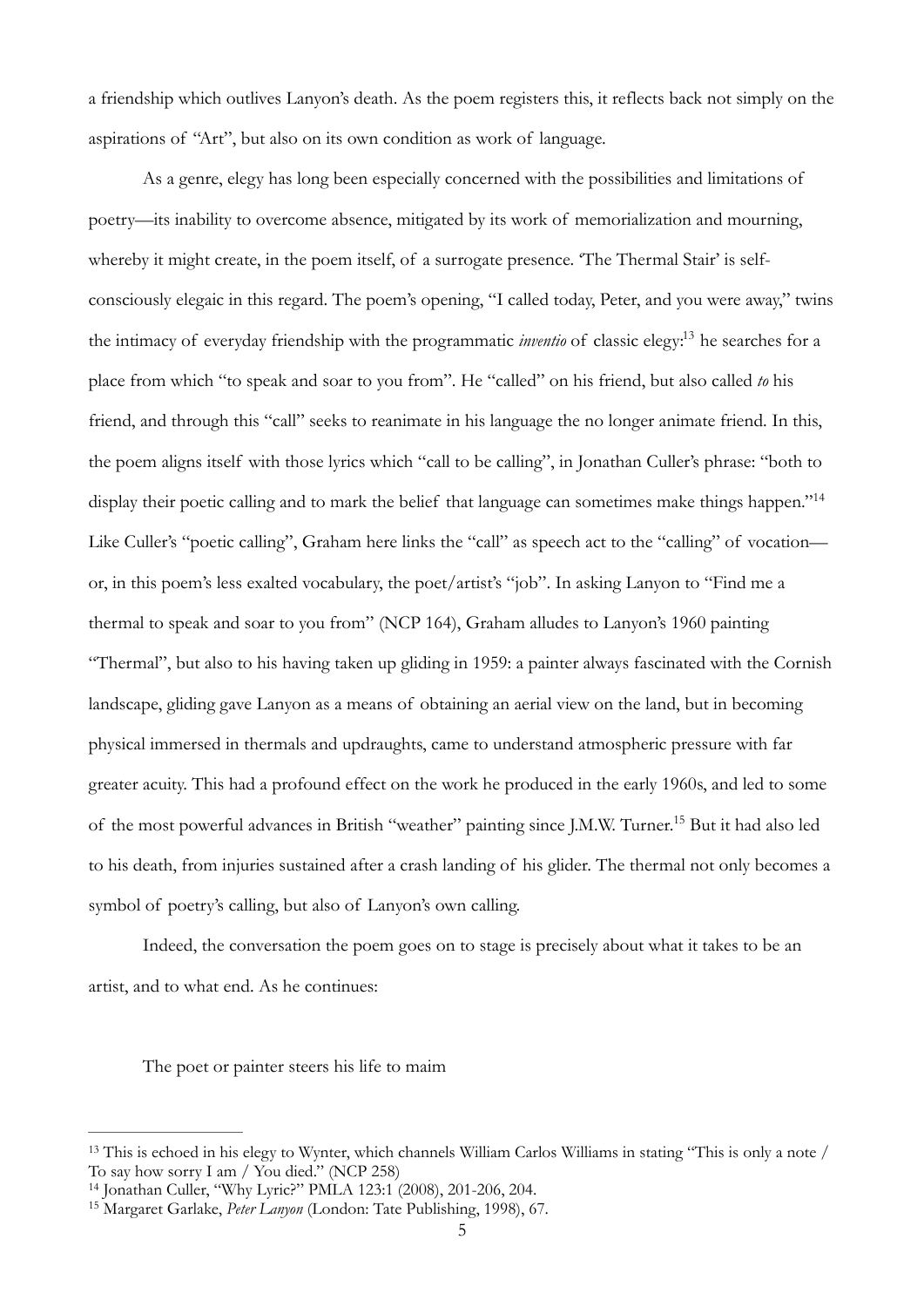a friendship which outlives Lanyon's death. As the poem registers this, it reflects back not simply on the aspirations of "Art", but also on its own condition as work of language.

As a genre, elegy has long been especially concerned with the possibilities and limitations of poetry—its inability to overcome absence, mitigated by its work of memorialization and mourning, whereby it might create, in the poem itself, of a surrogate presence. 'The Thermal Stair' is self-consciously elegaic in this regard. The poem's opening, "I called today, Peter, and you were away," twins the intimacy of everyday friendship with the programmatic *inventio* of classic elegy:[13] he searches for a place from which "to speak and soar to you from". He "called" on his friend, but also called *to* his friend, and through this "call" seeks to reanimate in his language the no longer animate friend. In this, the poem aligns itself with those lyrics which "call to be calling", in Jonathan Culler's phrase: "both to display their poetic calling and to mark the belief that language can sometimes make things happen."[14] Like Culler's "poetic calling", Graham here links the "call" as speech act to the "calling" of vocation—or, in this poem's less exalted vocabulary, the poet/artist's "job". In asking Lanyon to "Find me a thermal to speak and soar to you from" (NCP 164), Graham alludes to Lanyon's 1960 painting "Thermal", but also to his having taken up gliding in 1959: a painter always fascinated with the Cornish landscape, gliding gave Lanyon as a means of obtaining an aerial view on the land, but in becoming physical immersed in thermals and updraughts, came to understand atmospheric pressure with far greater acuity. This had a profound effect on the work he produced in the early 1960s, and led to some of the most powerful advances in British "weather" painting since J.M.W. Turner.[15] But it had also led to his death, from injuries sustained after a crash landing of his glider. The thermal not only becomes a symbol of poetry's calling, but also of Lanyon's own calling.

Indeed, the conversation the poem goes on to stage is precisely about what it takes to be an artist, and to what end. As he continues:

> The poet or painter steers his life to maim

---

[13] This is echoed in his elegy to Wynter, which channels William Carlos Williams in stating "This is only a note / To say how sorry I am / You died." (NCP 258)

[14] Jonathan Culler, "Why Lyric?" PMLA 123:1 (2008), 201-206, 204.

[15] Margaret Garlake, *Peter Lanyon* (London: Tate Publishing, 1998), 67.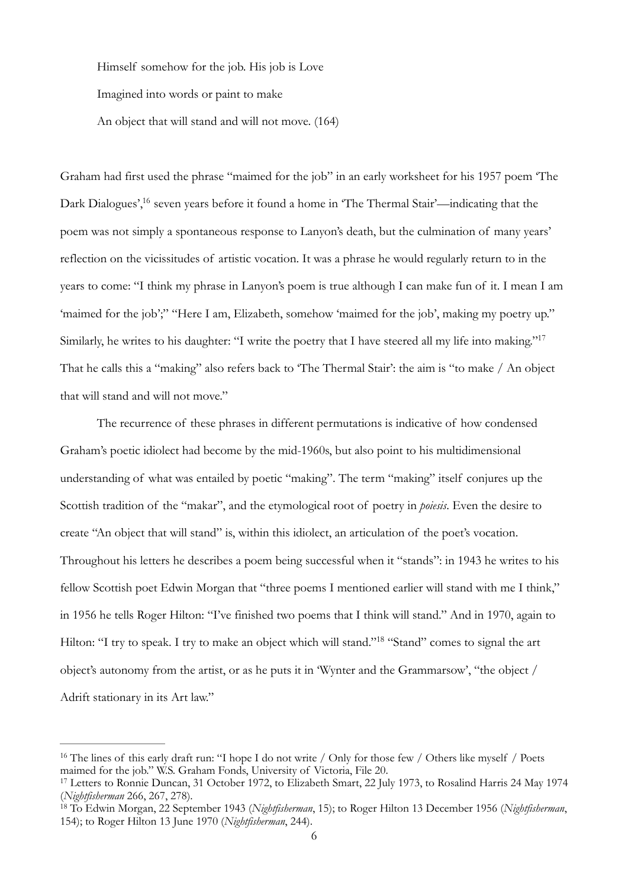Himself somehow for the job. His job is Love

Imagined into words or paint to make

An object that will stand and will not move. (164)

Graham had first used the phrase "maimed for the job" in an early worksheet for his 1957 poem 'The Dark Dialogues',[16] seven years before it found a home in 'The Thermal Stair'—indicating that the poem was not simply a spontaneous response to Lanyon's death, but the culmination of many years' reflection on the vicissitudes of artistic vocation. It was a phrase he would regularly return to in the years to come: "I think my phrase in Lanyon's poem is true although I can make fun of it. I mean I am 'maimed for the job';" "Here I am, Elizabeth, somehow 'maimed for the job', making my poetry up." Similarly, he writes to his daughter: "I write the poetry that I have steered all my life into making."[17] That he calls this a "making" also refers back to 'The Thermal Stair': the aim is "to make / An object that will stand and will not move."

The recurrence of these phrases in different permutations is indicative of how condensed Graham's poetic idiolect had become by the mid-1960s, but also point to his multidimensional understanding of what was entailed by poetic "making". The term "making" itself conjures up the Scottish tradition of the "makar", and the etymological root of poetry in *poiesis*. Even the desire to create "An object that will stand" is, within this idiolect, an articulation of the poet's vocation. Throughout his letters he describes a poem being successful when it "stands": in 1943 he writes to his fellow Scottish poet Edwin Morgan that "three poems I mentioned earlier will stand with me I think," in 1956 he tells Roger Hilton: "I've finished two poems that I think will stand." And in 1970, again to Hilton: "I try to speak. I try to make an object which will stand."[18] "Stand" comes to signal the art object's autonomy from the artist, or as he puts it in 'Wynter and the Grammarsow', "the object / Adrift stationary in its Art law."

---

[16] The lines of this early draft run: "I hope I do not write / Only for those few / Others like myself / Poets maimed for the job." W.S. Graham Fonds, University of Victoria, File 20.

[17] Letters to Ronnie Duncan, 31 October 1972, to Elizabeth Smart, 22 July 1973, to Rosalind Harris 24 May 1974 (*Nightfisherman* 266, 267, 278).

[18] To Edwin Morgan, 22 September 1943 (*Nightfisherman*, 15); to Roger Hilton 13 December 1956 (*Nightfisherman*, 154); to Roger Hilton 13 June 1970 (*Nightfisherman*, 244).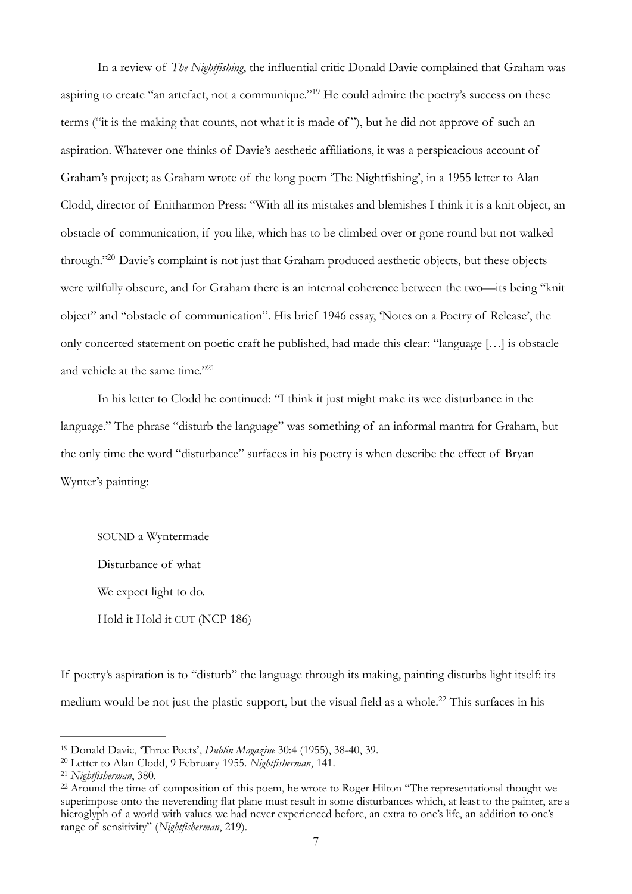In a review of *The Nightfishing*, the influential critic Donald Davie complained that Graham was aspiring to create "an artefact, not a communique."[19] He could admire the poetry's success on these terms ("it is the making that counts, not what it is made of"), but he did not approve of such an aspiration. Whatever one thinks of Davie's aesthetic affiliations, it was a perspicacious account of Graham's project; as Graham wrote of the long poem 'The Nightfishing', in a 1955 letter to Alan Clodd, director of Enitharmon Press: "With all its mistakes and blemishes I think it is a knit object, an obstacle of communication, if you like, which has to be climbed over or gone round but not walked through."[20] Davie's complaint is not just that Graham produced aesthetic objects, but these objects were wilfully obscure, and for Graham there is an internal coherence between the two—its being "knit object" and "obstacle of communication". His brief 1946 essay, 'Notes on a Poetry of Release', the only concerted statement on poetic craft he published, had made this clear: "language […] is obstacle and vehicle at the same time."[21]

In his letter to Clodd he continued: "I think it just might make its wee disturbance in the language." The phrase "disturb the language" was something of an informal mantra for Graham, but the only time the word "disturbance" surfaces in his poetry is when describe the effect of Bryan Wynter's painting:

> SOUND a Wyntermade
>
> Disturbance of what
>
> We expect light to do.
>
> Hold it Hold it CUT (NCP 186)

If poetry's aspiration is to "disturb" the language through its making, painting disturbs light itself: its medium would be not just the plastic support, but the visual field as a whole.[22] This surfaces in his

---

[19] Donald Davie, 'Three Poets', *Dublin Magazine* 30:4 (1955), 38-40, 39.

[20] Letter to Alan Clodd, 9 February 1955. *Nightfisherman*, 141.

[21] *Nightfisherman*, 380.

[22] Around the time of composition of this poem, he wrote to Roger Hilton "The representational thought we superimpose onto the neverending flat plane must result in some disturbances which, at least to the painter, are a hieroglyph of a world with values we had never experienced before, an extra to one's life, an addition to one's range of sensitivity" (*Nightfisherman*, 219).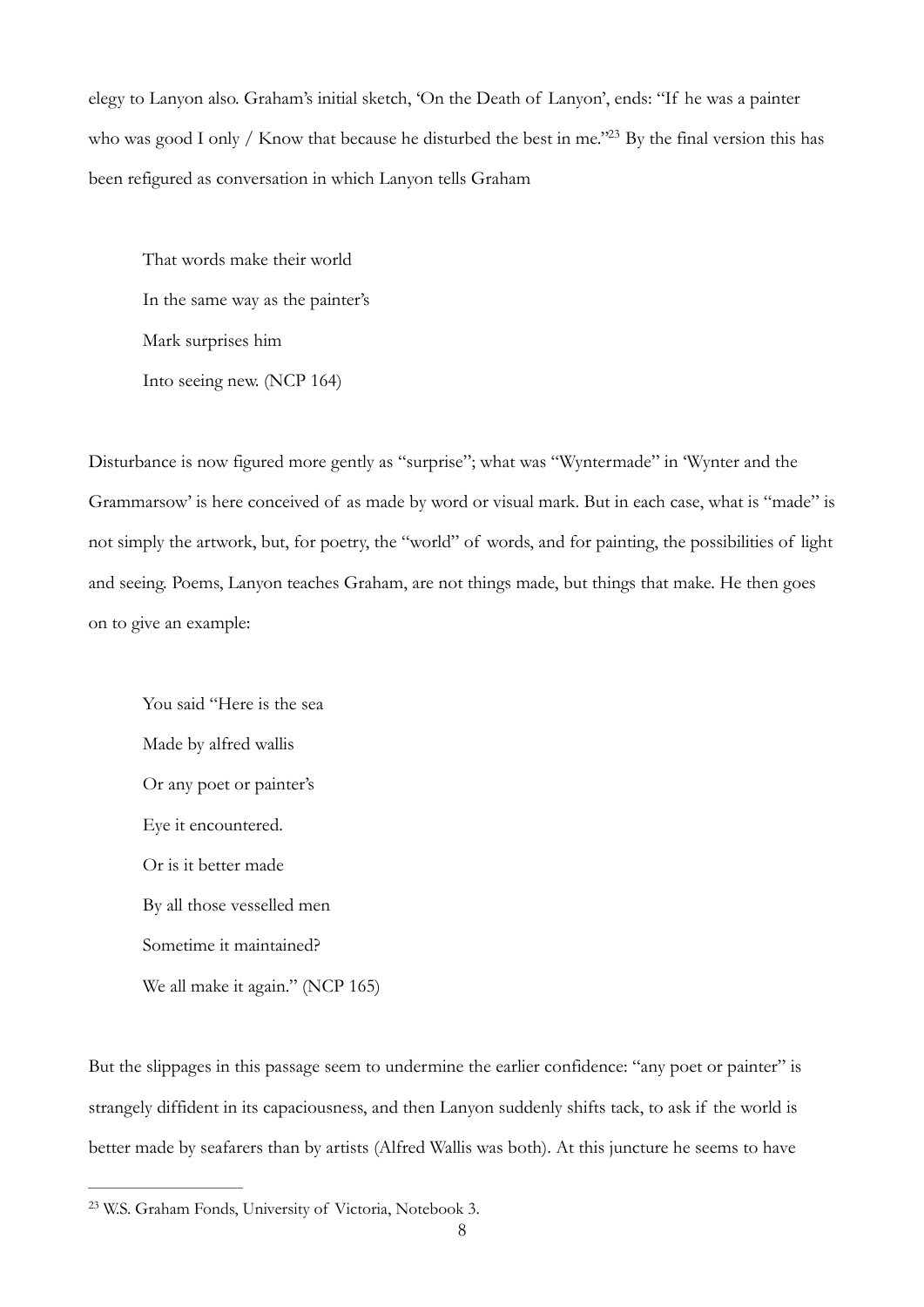elegy to Lanyon also. Graham's initial sketch, 'On the Death of Lanyon', ends: "If he was a painter who was good I only / Know that because he disturbed the best in me."[23] By the final version this has been refigured as conversation in which Lanyon tells Graham

> That words make their world
> In the same way as the painter's
> Mark surprises him
> Into seeing new. (NCP 164)

Disturbance is now figured more gently as "surprise"; what was "Wyntermade" in 'Wynter and the Grammarsow' is here conceived of as made by word or visual mark. But in each case, what is "made" is not simply the artwork, but, for poetry, the "world" of words, and for painting, the possibilities of light and seeing. Poems, Lanyon teaches Graham, are not things made, but things that make. He then goes on to give an example:

> You said "Here is the sea
> Made by alfred wallis
> Or any poet or painter's
> Eye it encountered.
> Or is it better made
> By all those vesselled men
> Sometime it maintained?
> We all make it again." (NCP 165)

But the slippages in this passage seem to undermine the earlier confidence: "any poet or painter" is strangely diffident in its capaciousness, and then Lanyon suddenly shifts tack, to ask if the world is better made by seafarers than by artists (Alfred Wallis was both). At this juncture he seems to have

---

[23] W.S. Graham Fonds, University of Victoria, Notebook 3.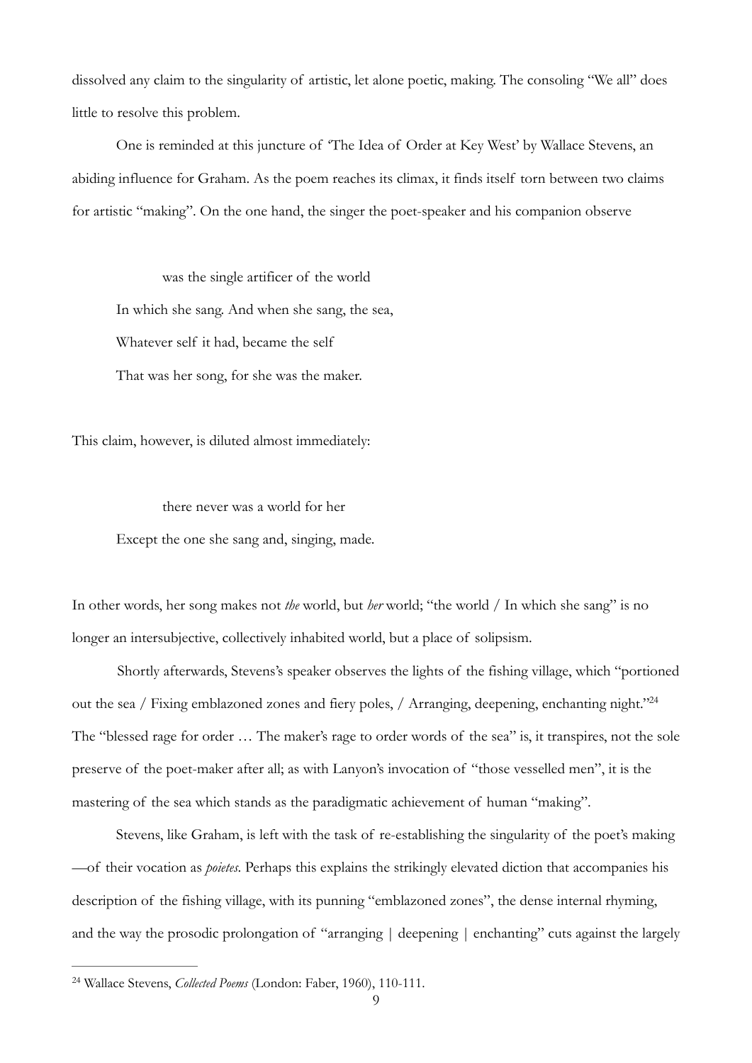dissolved any claim to the singularity of artistic, let alone poetic, making. The consoling "We all" does little to resolve this problem.

One is reminded at this juncture of 'The Idea of Order at Key West' by Wallace Stevens, an abiding influence for Graham. As the poem reaches its climax, it finds itself torn between two claims for artistic "making". On the one hand, the singer the poet-speaker and his companion observe

> was the single artificer of the world
> In which she sang. And when she sang, the sea,
> Whatever self it had, became the self
> That was her song, for she was the maker.

This claim, however, is diluted almost immediately:

> there never was a world for her
> Except the one she sang and, singing, made.

In other words, her song makes not *the* world, but *her* world; "the world / In which she sang" is no longer an intersubjective, collectively inhabited world, but a place of solipsism.

Shortly afterwards, Stevens's speaker observes the lights of the fishing village, which "portioned out the sea / Fixing emblazoned zones and fiery poles, / Arranging, deepening, enchanting night."[24] The "blessed rage for order … The maker's rage to order words of the sea" is, it transpires, not the sole preserve of the poet-maker after all; as with Lanyon's invocation of "those vesselled men", it is the mastering of the sea which stands as the paradigmatic achievement of human "making".

Stevens, like Graham, is left with the task of re-establishing the singularity of the poet's making —of their vocation as *poietes*. Perhaps this explains the strikingly elevated diction that accompanies his description of the fishing village, with its punning "emblazoned zones", the dense internal rhyming, and the way the prosodic prolongation of "arranging | deepening | enchanting" cuts against the largely

---

[24] Wallace Stevens, *Collected Poems* (London: Faber, 1960), 110-111.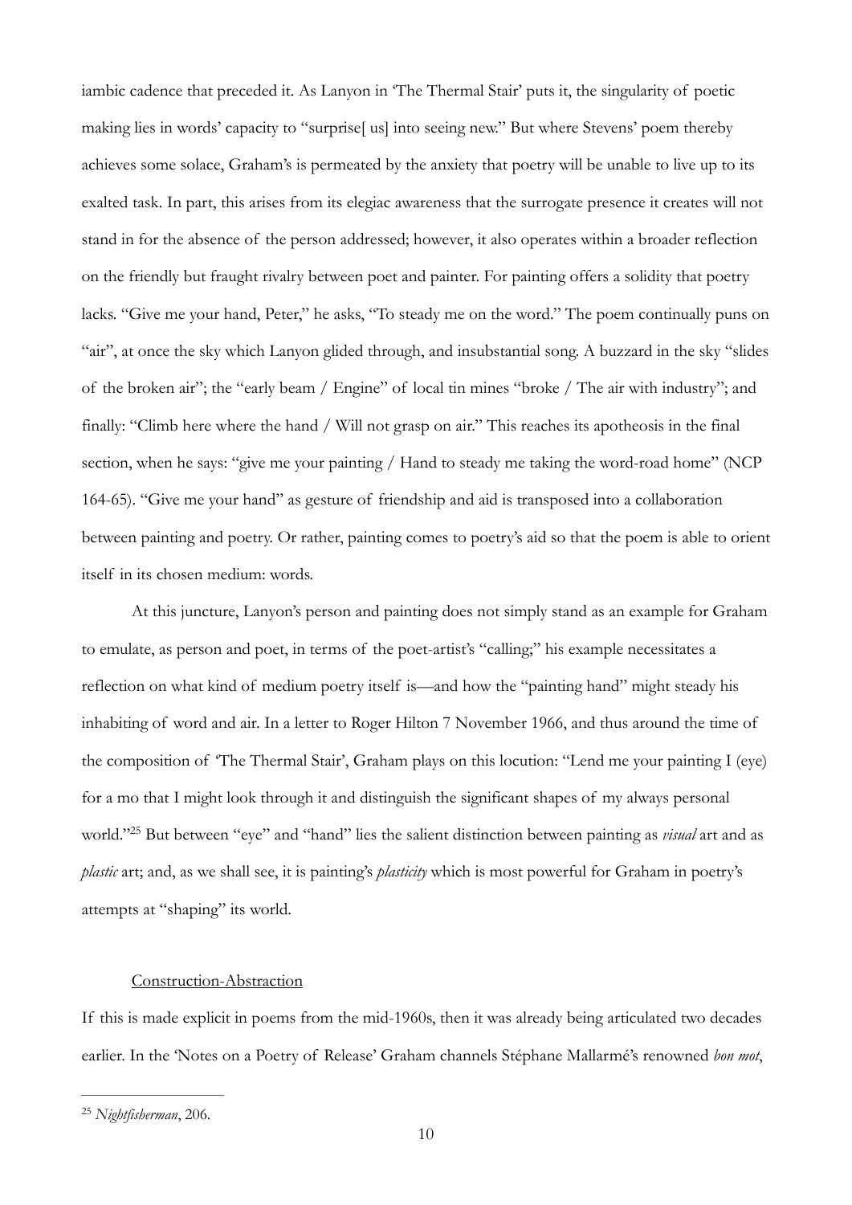iambic cadence that preceded it. As Lanyon in 'The Thermal Stair' puts it, the singularity of poetic making lies in words' capacity to "surprise[ us] into seeing new." But where Stevens' poem thereby achieves some solace, Graham's is permeated by the anxiety that poetry will be unable to live up to its exalted task. In part, this arises from its elegiac awareness that the surrogate presence it creates will not stand in for the absence of the person addressed; however, it also operates within a broader reflection on the friendly but fraught rivalry between poet and painter. For painting offers a solidity that poetry lacks. "Give me your hand, Peter," he asks, "To steady me on the word." The poem continually puns on "air", at once the sky which Lanyon glided through, and insubstantial song. A buzzard in the sky "slides of the broken air"; the "early beam / Engine" of local tin mines "broke / The air with industry"; and finally: "Climb here where the hand / Will not grasp on air." This reaches its apotheosis in the final section, when he says: "give me your painting / Hand to steady me taking the word-road home" (NCP 164-65). "Give me your hand" as gesture of friendship and aid is transposed into a collaboration between painting and poetry. Or rather, painting comes to poetry's aid so that the poem is able to orient itself in its chosen medium: words.

At this juncture, Lanyon's person and painting does not simply stand as an example for Graham to emulate, as person and poet, in terms of the poet-artist's "calling;" his example necessitates a reflection on what kind of medium poetry itself is—and how the "painting hand" might steady his inhabiting of word and air. In a letter to Roger Hilton 7 November 1966, and thus around the time of the composition of 'The Thermal Stair', Graham plays on this locution: "Lend me your painting I (eye) for a mo that I might look through it and distinguish the significant shapes of my always personal world."[25] But between "eye" and "hand" lies the salient distinction between painting as *visual* art and as *plastic* art; and, as we shall see, it is painting's *plasticity* which is most powerful for Graham in poetry's attempts at "shaping" its world.

## Construction-Abstraction

If this is made explicit in poems from the mid-1960s, then it was already being articulated two decades earlier. In the 'Notes on a Poetry of Release' Graham channels Stéphane Mallarmé's renowned *bon mot*,

---

[25] *Nightfisherman*, 206.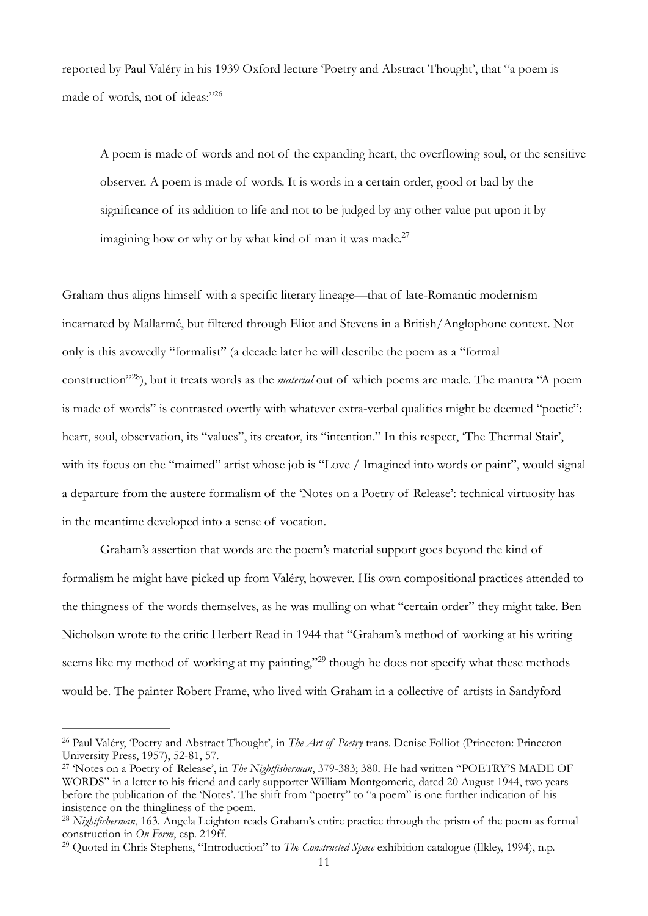reported by Paul Valéry in his 1939 Oxford lecture 'Poetry and Abstract Thought', that "a poem is made of words, not of ideas:"[26]

> A poem is made of words and not of the expanding heart, the overflowing soul, or the sensitive observer. A poem is made of words. It is words in a certain order, good or bad by the significance of its addition to life and not to be judged by any other value put upon it by imagining how or why or by what kind of man it was made.[27]

Graham thus aligns himself with a specific literary lineage—that of late-Romantic modernism incarnated by Mallarmé, but filtered through Eliot and Stevens in a British/Anglophone context. Not only is this avowedly "formalist" (a decade later he will describe the poem as a "formal construction"[28]), but it treats words as the *material* out of which poems are made. The mantra "A poem is made of words" is contrasted overtly with whatever extra-verbal qualities might be deemed "poetic": heart, soul, observation, its "values", its creator, its "intention." In this respect, 'The Thermal Stair', with its focus on the "maimed" artist whose job is "Love / Imagined into words or paint", would signal a departure from the austere formalism of the 'Notes on a Poetry of Release': technical virtuosity has in the meantime developed into a sense of vocation.

Graham's assertion that words are the poem's material support goes beyond the kind of formalism he might have picked up from Valéry, however. His own compositional practices attended to the thingness of the words themselves, as he was mulling on what "certain order" they might take. Ben Nicholson wrote to the critic Herbert Read in 1944 that "Graham's method of working at his writing seems like my method of working at my painting,"[29] though he does not specify what these methods would be. The painter Robert Frame, who lived with Graham in a collective of artists in Sandyford

---

[26] Paul Valéry, 'Poetry and Abstract Thought', in *The Art of Poetry* trans. Denise Folliot (Princeton: Princeton University Press, 1957), 52-81, 57.

[27] 'Notes on a Poetry of Release', in *The Nightfisherman*, 379-383; 380. He had written "POETRY'S MADE OF WORDS" in a letter to his friend and early supporter William Montgomerie, dated 20 August 1944, two years before the publication of the 'Notes'. The shift from "poetry" to "a poem" is one further indication of his insistence on the thingliness of the poem.

[28] *Nightfisherman*, 163. Angela Leighton reads Graham's entire practice through the prism of the poem as formal construction in *On Form*, esp. 219ff.

[29] Quoted in Chris Stephens, "Introduction" to *The Constructed Space* exhibition catalogue (Ilkley, 1994), n.p.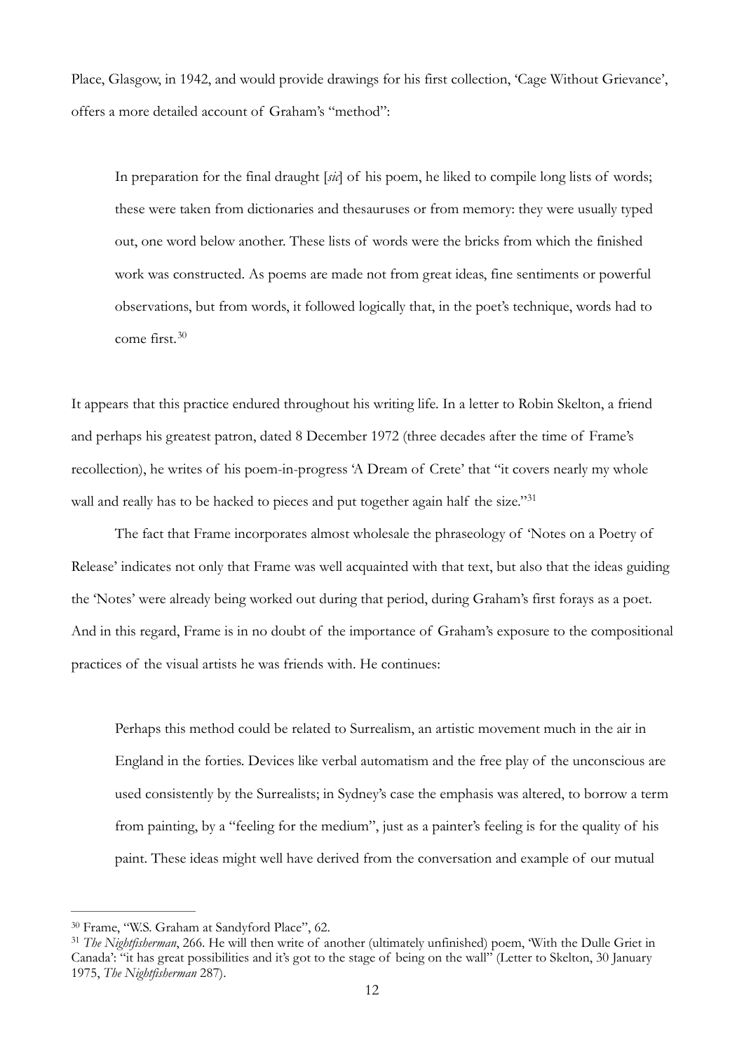Place, Glasgow, in 1942, and would provide drawings for his first collection, 'Cage Without Grievance', offers a more detailed account of Graham's "method":

> In preparation for the final draught [*sic*] of his poem, he liked to compile long lists of words; these were taken from dictionaries and thesauruses or from memory: they were usually typed out, one word below another. These lists of words were the bricks from which the finished work was constructed. As poems are made not from great ideas, fine sentiments or powerful observations, but from words, it followed logically that, in the poet's technique, words had to come first.[30]

It appears that this practice endured throughout his writing life. In a letter to Robin Skelton, a friend and perhaps his greatest patron, dated 8 December 1972 (three decades after the time of Frame's recollection), he writes of his poem-in-progress 'A Dream of Crete' that "it covers nearly my whole wall and really has to be hacked to pieces and put together again half the size."[31]

The fact that Frame incorporates almost wholesale the phraseology of 'Notes on a Poetry of Release' indicates not only that Frame was well acquainted with that text, but also that the ideas guiding the 'Notes' were already being worked out during that period, during Graham's first forays as a poet. And in this regard, Frame is in no doubt of the importance of Graham's exposure to the compositional practices of the visual artists he was friends with. He continues:

> Perhaps this method could be related to Surrealism, an artistic movement much in the air in England in the forties. Devices like verbal automatism and the free play of the unconscious are used consistently by the Surrealists; in Sydney's case the emphasis was altered, to borrow a term from painting, by a "feeling for the medium", just as a painter's feeling is for the quality of his paint. These ideas might well have derived from the conversation and example of our mutual

---

[30] Frame, "W.S. Graham at Sandyford Place", 62.

[31] *The Nightfisherman*, 266. He will then write of another (ultimately unfinished) poem, 'With the Dulle Griet in Canada': "it has great possibilities and it's got to the stage of being on the wall" (Letter to Skelton, 30 January 1975, *The Nightfisherman* 287).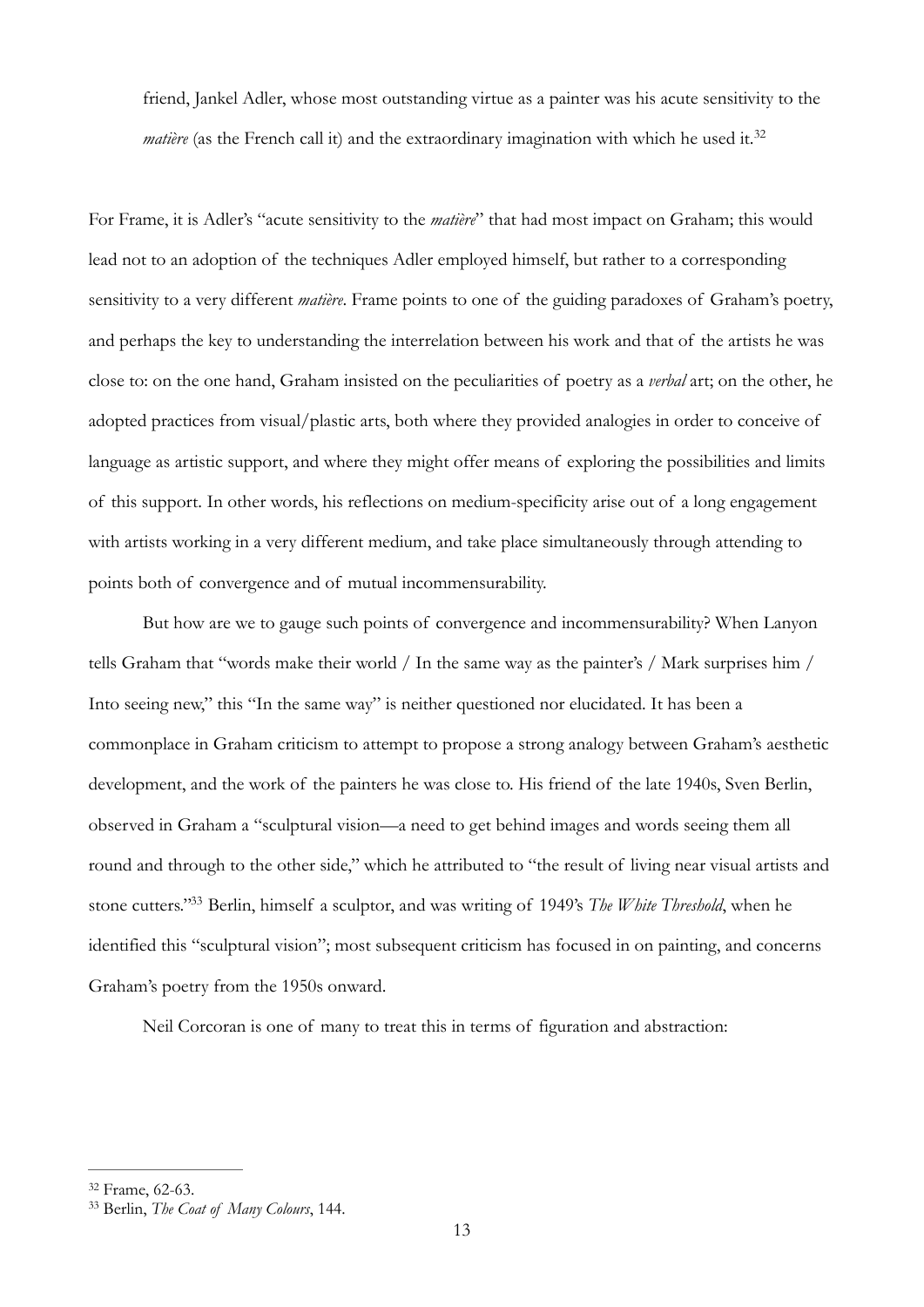friend, Jankel Adler, whose most outstanding virtue as a painter was his acute sensitivity to the *matière* (as the French call it) and the extraordinary imagination with which he used it.[32]

For Frame, it is Adler's "acute sensitivity to the *matière*" that had most impact on Graham; this would lead not to an adoption of the techniques Adler employed himself, but rather to a corresponding sensitivity to a very different *matière*. Frame points to one of the guiding paradoxes of Graham's poetry, and perhaps the key to understanding the interrelation between his work and that of the artists he was close to: on the one hand, Graham insisted on the peculiarities of poetry as a *verbal* art; on the other, he adopted practices from visual/plastic arts, both where they provided analogies in order to conceive of language as artistic support, and where they might offer means of exploring the possibilities and limits of this support. In other words, his reflections on medium-specificity arise out of a long engagement with artists working in a very different medium, and take place simultaneously through attending to points both of convergence and of mutual incommensurability.

But how are we to gauge such points of convergence and incommensurability? When Lanyon tells Graham that "words make their world / In the same way as the painter's / Mark surprises him / Into seeing new," this "In the same way" is neither questioned nor elucidated. It has been a commonplace in Graham criticism to attempt to propose a strong analogy between Graham's aesthetic development, and the work of the painters he was close to. His friend of the late 1940s, Sven Berlin, observed in Graham a "sculptural vision—a need to get behind images and words seeing them all round and through to the other side," which he attributed to "the result of living near visual artists and stone cutters."[33] Berlin, himself a sculptor, and was writing of 1949's *The White Threshold*, when he identified this "sculptural vision"; most subsequent criticism has focused in on painting, and concerns Graham's poetry from the 1950s onward.

Neil Corcoran is one of many to treat this in terms of figuration and abstraction:

---

[32] Frame, 62-63.

[33] Berlin, *The Coat of Many Colours*, 144.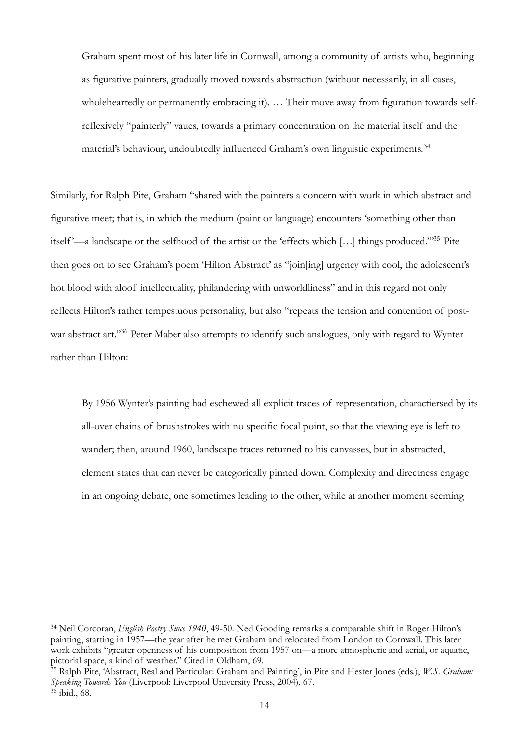> Graham spent most of his later life in Cornwall, among a community of artists who, beginning as figurative painters, gradually moved towards abstraction (without necessarily, in all cases, wholeheartedly or permanently embracing it). … Their move away from figuration towards self-reflexively "painterly" vaues, towards a primary concentration on the material itself and the material's behaviour, undoubtedly influenced Graham's own linguistic experiments.[34]

Similarly, for Ralph Pite, Graham "shared with the painters a concern with work in which abstract and figurative meet; that is, in which the medium (paint or language) encounters 'something other than itself'—a landscape or the selfhood of the artist or the 'effects which […] things produced.'"[35] Pite then goes on to see Graham's poem 'Hilton Abstract' as "join[ing] urgency with cool, the adolescent's hot blood with aloof intellectuality, philandering with unworldliness" and in this regard not only reflects Hilton's rather tempestuous personality, but also "repeats the tension and contention of post-war abstract art."[36] Peter Maber also attempts to identify such analogues, only with regard to Wynter rather than Hilton:

> By 1956 Wynter's painting had eschewed all explicit traces of representation, charactiersed by its all-over chains of brushstrokes with no specific focal point, so that the viewing eye is left to wander; then, around 1960, landscape traces returned to his canvasses, but in abstracted, element states that can never be categorically pinned down. Complexity and directness engage in an ongoing debate, one sometimes leading to the other, while at another moment seeming

---

[34] Neil Corcoran, *English Poetry Since 1940*, 49-50. Ned Gooding remarks a comparable shift in Roger Hilton's painting, starting in 1957—the year after he met Graham and relocated from London to Cornwall. This later work exhibits "greater openness of his composition from 1957 on—a more atmospheric and aerial, or aquatic, pictorial space, a kind of weather." Cited in Oldham, 69.

[35] Ralph Pite, 'Abstract, Real and Particular: Graham and Painting', in Pite and Hester Jones (eds.), *W.S. Graham: Speaking Towards You* (Liverpool: Liverpool University Press, 2004), 67.

[36] ibid., 68.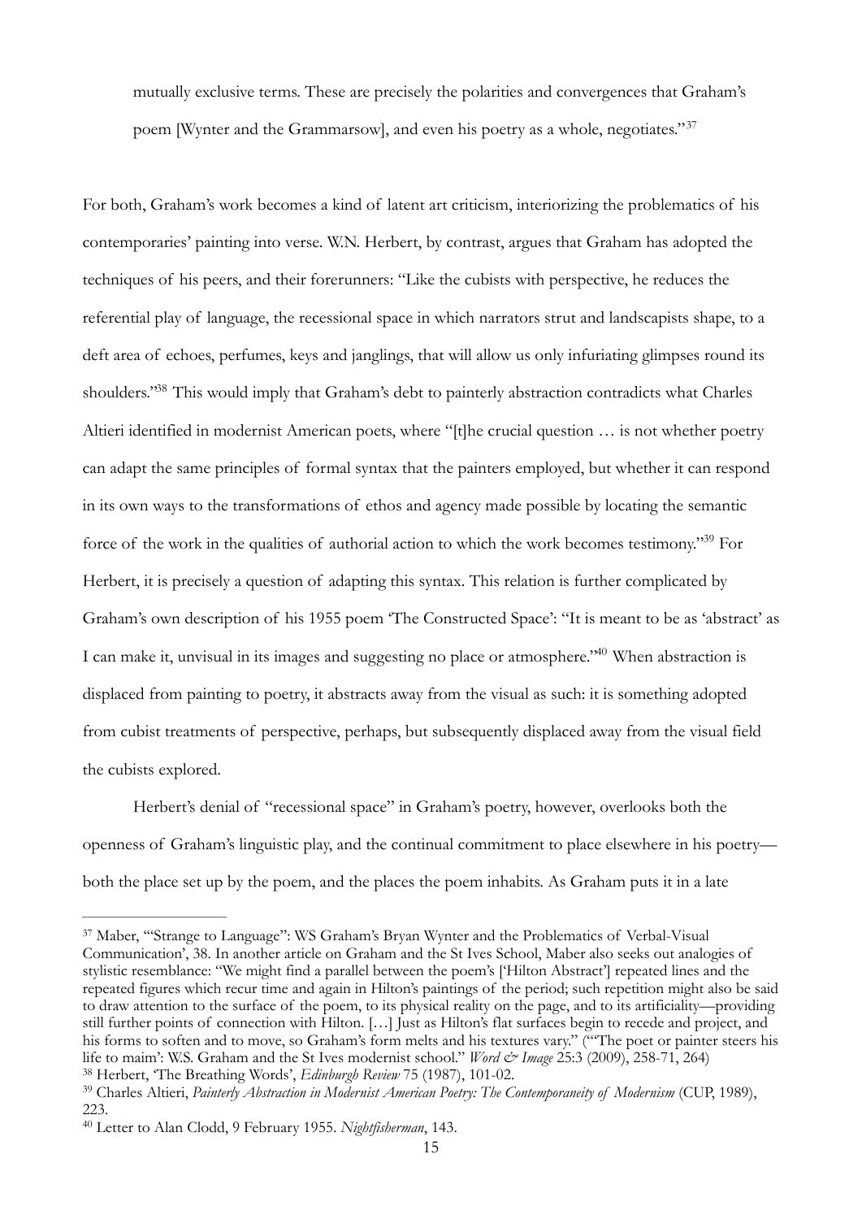mutually exclusive terms. These are precisely the polarities and convergences that Graham's poem [Wynter and the Grammarsow], and even his poetry as a whole, negotiates."[37]

For both, Graham's work becomes a kind of latent art criticism, interiorizing the problematics of his contemporaries' painting into verse. W.N. Herbert, by contrast, argues that Graham has adopted the techniques of his peers, and their forerunners: "Like the cubists with perspective, he reduces the referential play of language, the recessional space in which narrators strut and landscapists shape, to a deft area of echoes, perfumes, keys and janglings, that will allow us only infuriating glimpses round its shoulders."[38] This would imply that Graham's debt to painterly abstraction contradicts what Charles Altieri identified in modernist American poets, where "[t]he crucial question … is not whether poetry can adapt the same principles of formal syntax that the painters employed, but whether it can respond in its own ways to the transformations of ethos and agency made possible by locating the semantic force of the work in the qualities of authorial action to which the work becomes testimony."[39] For Herbert, it is precisely a question of adapting this syntax. This relation is further complicated by Graham's own description of his 1955 poem 'The Constructed Space': "It is meant to be as 'abstract' as I can make it, unvisual in its images and suggesting no place or atmosphere."[40] When abstraction is displaced from painting to poetry, it abstracts away from the visual as such: it is something adopted from cubist treatments of perspective, perhaps, but subsequently displaced away from the visual field the cubists explored.

Herbert's denial of "recessional space" in Graham's poetry, however, overlooks both the openness of Graham's linguistic play, and the continual commitment to place elsewhere in his poetry—both the place set up by the poem, and the places the poem inhabits. As Graham puts it in a late

---

[37] Maber, '"Strange to Language": WS Graham's Bryan Wynter and the Problematics of Verbal-Visual Communication', 38. In another article on Graham and the St Ives School, Maber also seeks out analogies of stylistic resemblance: "We might find a parallel between the poem's ['Hilton Abstract'] repeated lines and the repeated figures which recur time and again in Hilton's paintings of the period; such repetition might also be said to draw attention to the surface of the poem, to its physical reality on the page, and to its artificiality—providing still further points of connection with Hilton. […] Just as Hilton's flat surfaces begin to recede and project, and his forms to soften and to move, so Graham's form melts and his textures vary." ('"The poet or painter steers his life to maim': W.S. Graham and the St Ives modernist school." *Word & Image* 25:3 (2009), 258-71, 264)

[38] Herbert, 'The Breathing Words', *Edinburgh Review* 75 (1987), 101-02.

[39] Charles Altieri, *Painterly Abstraction in Modernist American Poetry: The Contemporaneity of Modernism* (CUP, 1989), 223.

[40] Letter to Alan Clodd, 9 February 1955. *Nightfisherman*, 143.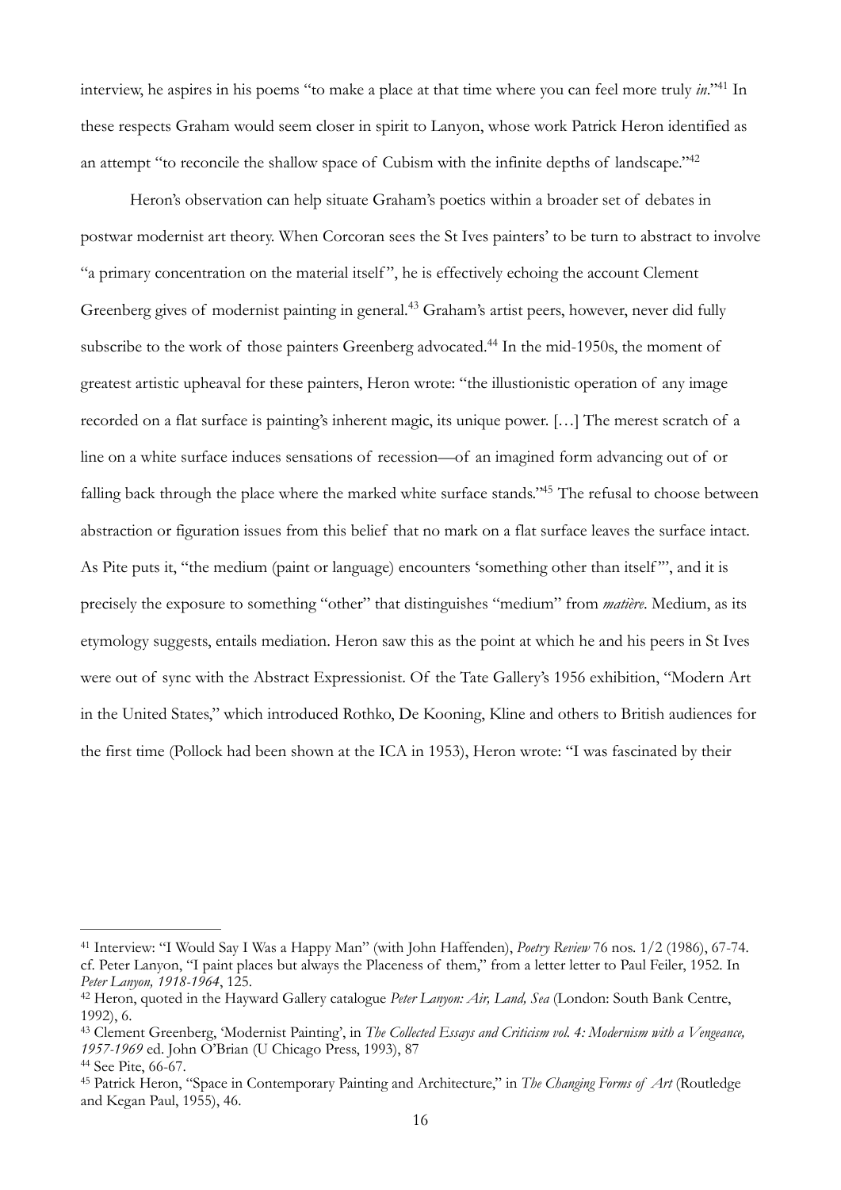interview, he aspires in his poems "to make a place at that time where you can feel more truly *in*."[41] In these respects Graham would seem closer in spirit to Lanyon, whose work Patrick Heron identified as an attempt "to reconcile the shallow space of Cubism with the infinite depths of landscape."[42]

Heron's observation can help situate Graham's poetics within a broader set of debates in postwar modernist art theory. When Corcoran sees the St Ives painters' to be turn to abstract to involve "a primary concentration on the material itself", he is effectively echoing the account Clement Greenberg gives of modernist painting in general.[43] Graham's artist peers, however, never did fully subscribe to the work of those painters Greenberg advocated.[44] In the mid-1950s, the moment of greatest artistic upheaval for these painters, Heron wrote: "the illustionistic operation of any image recorded on a flat surface is painting's inherent magic, its unique power. […] The merest scratch of a line on a white surface induces sensations of recession—of an imagined form advancing out of or falling back through the place where the marked white surface stands."[45] The refusal to choose between abstraction or figuration issues from this belief that no mark on a flat surface leaves the surface intact. As Pite puts it, "the medium (paint or language) encounters 'something other than itself'", and it is precisely the exposure to something "other" that distinguishes "medium" from *matière*. Medium, as its etymology suggests, entails mediation. Heron saw this as the point at which he and his peers in St Ives were out of sync with the Abstract Expressionist. Of the Tate Gallery's 1956 exhibition, "Modern Art in the United States," which introduced Rothko, De Kooning, Kline and others to British audiences for the first time (Pollock had been shown at the ICA in 1953), Heron wrote: "I was fascinated by their

---

[41] Interview: "I Would Say I Was a Happy Man" (with John Haffenden), *Poetry Review* 76 nos. 1/2 (1986), 67-74. cf. Peter Lanyon, "I paint places but always the Placeness of them," from a letter letter to Paul Feiler, 1952. In *Peter Lanyon, 1918-1964*, 125.

[42] Heron, quoted in the Hayward Gallery catalogue *Peter Lanyon: Air, Land, Sea* (London: South Bank Centre, 1992), 6.

[43] Clement Greenberg, 'Modernist Painting', in *The Collected Essays and Criticism vol. 4: Modernism with a Vengeance, 1957-1969* ed. John O'Brian (U Chicago Press, 1993), 87

[44] See Pite, 66-67.

[45] Patrick Heron, "Space in Contemporary Painting and Architecture," in *The Changing Forms of Art* (Routledge and Kegan Paul, 1955), 46.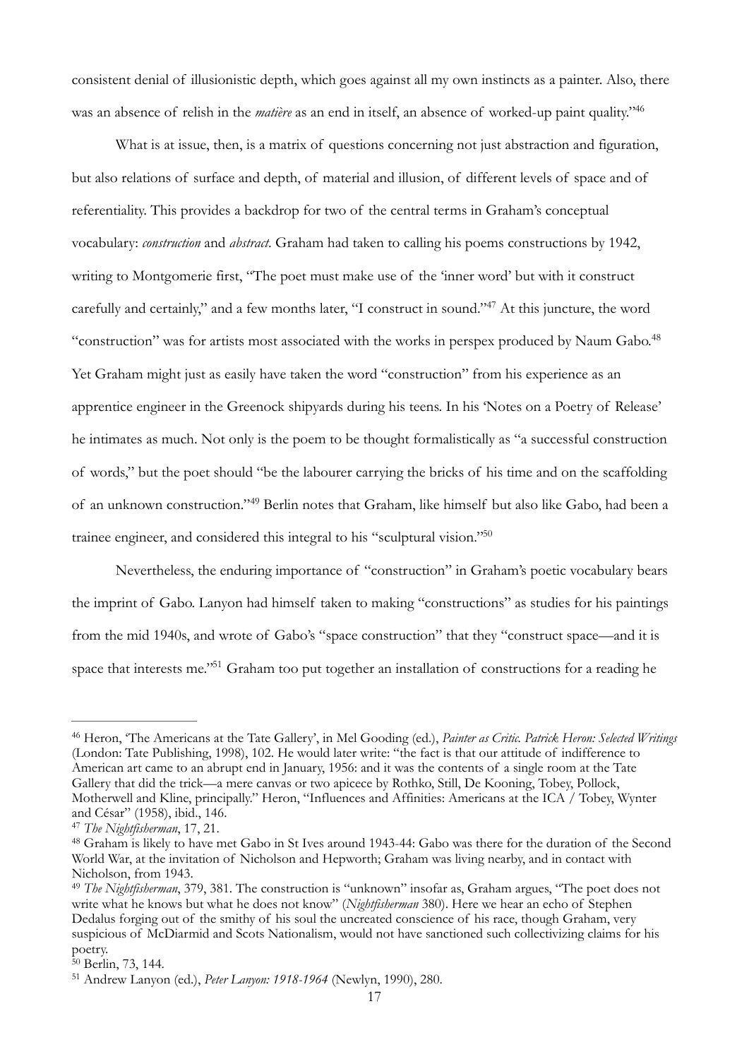consistent denial of illusionistic depth, which goes against all my own instincts as a painter. Also, there was an absence of relish in the *matière* as an end in itself, an absence of worked-up paint quality."[46]

What is at issue, then, is a matrix of questions concerning not just abstraction and figuration, but also relations of surface and depth, of material and illusion, of different levels of space and of referentiality. This provides a backdrop for two of the central terms in Graham's conceptual vocabulary: *construction* and *abstract*. Graham had taken to calling his poems constructions by 1942, writing to Montgomerie first, "The poet must make use of the 'inner word' but with it construct carefully and certainly," and a few months later, "I construct in sound."[47] At this juncture, the word "construction" was for artists most associated with the works in perspex produced by Naum Gabo.[48] Yet Graham might just as easily have taken the word "construction" from his experience as an apprentice engineer in the Greenock shipyards during his teens. In his 'Notes on a Poetry of Release' he intimates as much. Not only is the poem to be thought formalistically as "a successful construction of words," but the poet should "be the labourer carrying the bricks of his time and on the scaffolding of an unknown construction."[49] Berlin notes that Graham, like himself but also like Gabo, had been a trainee engineer, and considered this integral to his "sculptural vision."[50]

Nevertheless, the enduring importance of "construction" in Graham's poetic vocabulary bears the imprint of Gabo. Lanyon had himself taken to making "constructions" as studies for his paintings from the mid 1940s, and wrote of Gabo's "space construction" that they "construct space—and it is space that interests me."[51] Graham too put together an installation of constructions for a reading he

---

[46] Heron, 'The Americans at the Tate Gallery', in Mel Gooding (ed.), *Painter as Critic. Patrick Heron: Selected Writings* (London: Tate Publishing, 1998), 102. He would later write: "the fact is that our attitude of indifference to American art came to an abrupt end in January, 1956: and it was the contents of a single room at the Tate Gallery that did the trick—a mere canvas or two apiece by Rothko, Still, De Kooning, Tobey, Pollock, Motherwell and Kline, principally." Heron, "Influences and Affinities: Americans at the ICA / Tobey, Wynter and César" (1958), ibid., 146.

[47] *The Nightfisherman*, 17, 21.

[48] Graham is likely to have met Gabo in St Ives around 1943-44: Gabo was there for the duration of the Second World War, at the invitation of Nicholson and Hepworth; Graham was living nearby, and in contact with Nicholson, from 1943.

[49] *The Nightfisherman*, 379, 381. The construction is "unknown" insofar as, Graham argues, "The poet does not write what he knows but what he does not know" (*Nightfisherman* 380). Here we hear an echo of Stephen Dedalus forging out of the smithy of his soul the uncreated conscience of his race, though Graham, very suspicious of McDiarmid and Scots Nationalism, would not have sanctioned such collectivizing claims for his poetry.

[50] Berlin, 73, 144.

[51] Andrew Lanyon (ed.), *Peter Lanyon: 1918-1964* (Newlyn, 1990), 280.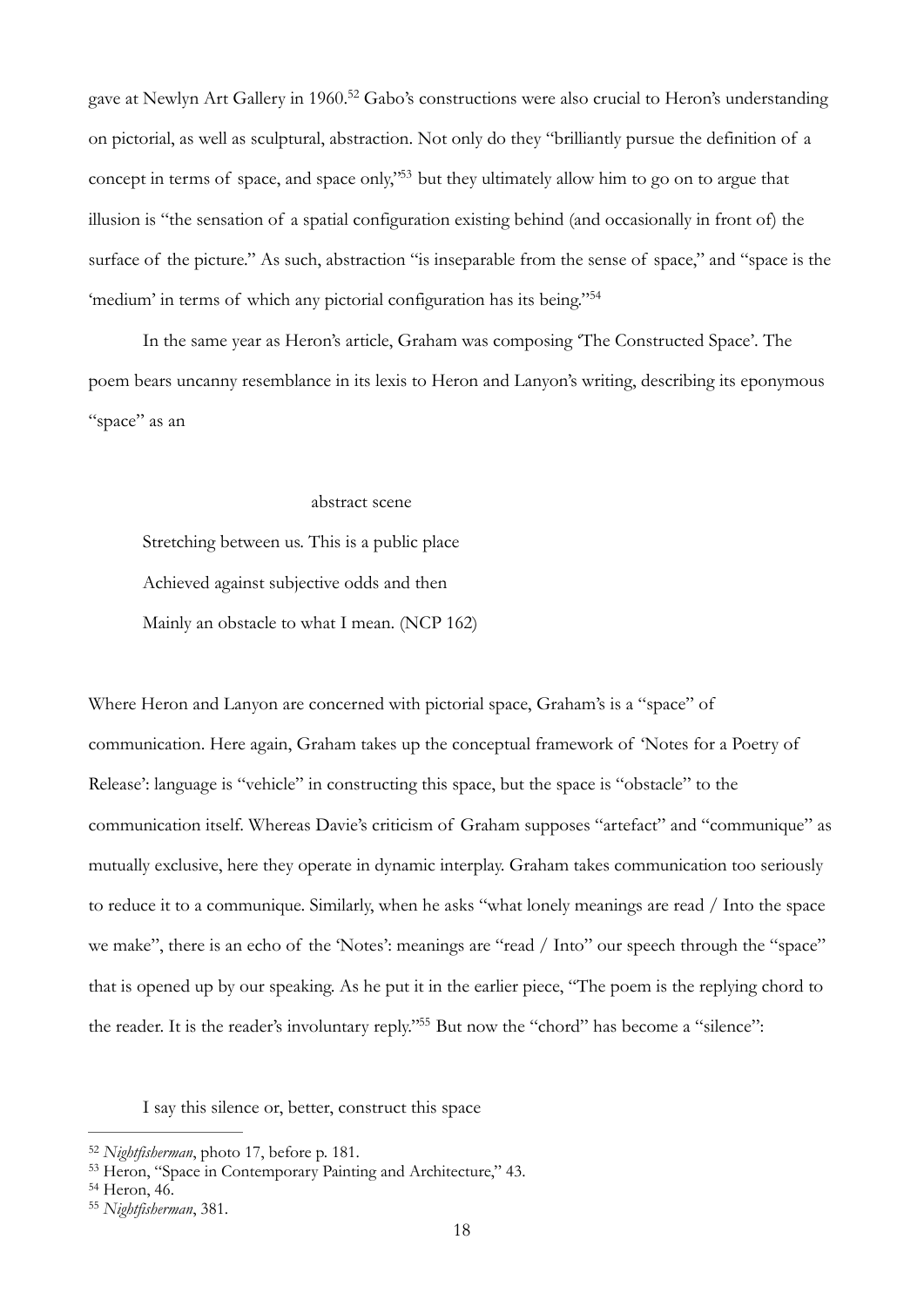gave at Newlyn Art Gallery in 1960.[52] Gabo's constructions were also crucial to Heron's understanding on pictorial, as well as sculptural, abstraction. Not only do they "brilliantly pursue the definition of a concept in terms of space, and space only,"[53] but they ultimately allow him to go on to argue that illusion is "the sensation of a spatial configuration existing behind (and occasionally in front of) the surface of the picture." As such, abstraction "is inseparable from the sense of space," and "space is the 'medium' in terms of which any pictorial configuration has its being."[54]

In the same year as Heron's article, Graham was composing 'The Constructed Space'. The poem bears uncanny resemblance in its lexis to Heron and Lanyon's writing, describing its eponymous "space" as an

> abstract scene
>
> Stretching between us. This is a public place
>
> Achieved against subjective odds and then
>
> Mainly an obstacle to what I mean. (NCP 162)

Where Heron and Lanyon are concerned with pictorial space, Graham's is a "space" of communication. Here again, Graham takes up the conceptual framework of 'Notes for a Poetry of Release': language is "vehicle" in constructing this space, but the space is "obstacle" to the communication itself. Whereas Davie's criticism of Graham supposes "artefact" and "communique" as mutually exclusive, here they operate in dynamic interplay. Graham takes communication too seriously to reduce it to a communique. Similarly, when he asks "what lonely meanings are read / Into the space we make", there is an echo of the 'Notes': meanings are "read / Into" our speech through the "space" that is opened up by our speaking. As he put it in the earlier piece, "The poem is the replying chord to the reader. It is the reader's involuntary reply."[55] But now the "chord" has become a "silence":

> I say this silence or, better, construct this space

---

[52] *Nightfisherman*, photo 17, before p. 181.

[53] Heron, "Space in Contemporary Painting and Architecture," 43.

[54] Heron, 46.

[55] *Nightfisherman*, 381.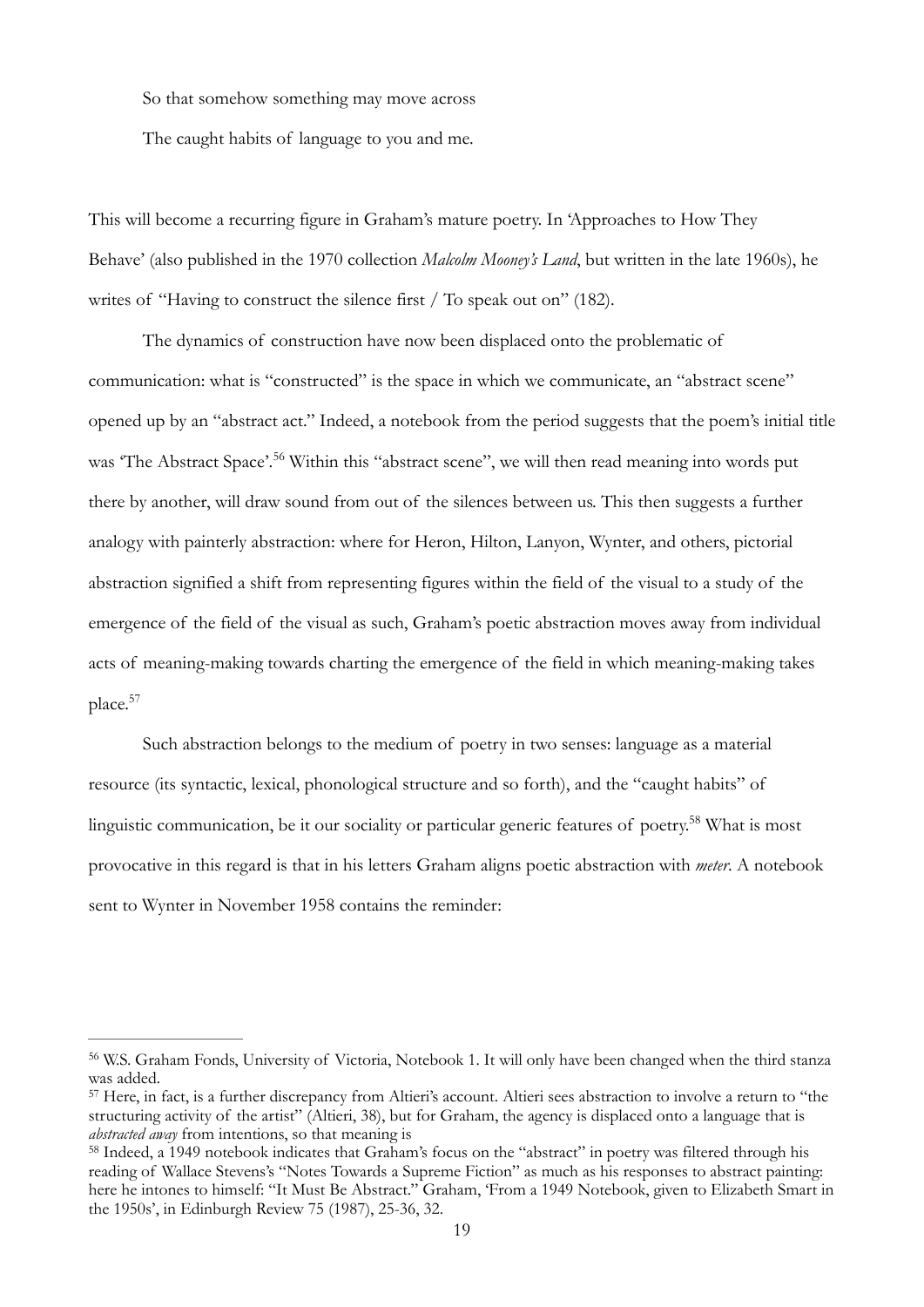So that somehow something may move across

The caught habits of language to you and me.

This will become a recurring figure in Graham's mature poetry. In 'Approaches to How They Behave' (also published in the 1970 collection *Malcolm Mooney's Land*, but written in the late 1960s), he writes of "Having to construct the silence first / To speak out on" (182).

The dynamics of construction have now been displaced onto the problematic of communication: what is "constructed" is the space in which we communicate, an "abstract scene" opened up by an "abstract act." Indeed, a notebook from the period suggests that the poem's initial title was 'The Abstract Space'.[56] Within this "abstract scene", we will then read meaning into words put there by another, will draw sound from out of the silences between us. This then suggests a further analogy with painterly abstraction: where for Heron, Hilton, Lanyon, Wynter, and others, pictorial abstraction signified a shift from representing figures within the field of the visual to a study of the emergence of the field of the visual as such, Graham's poetic abstraction moves away from individual acts of meaning-making towards charting the emergence of the field in which meaning-making takes place.[57]

Such abstraction belongs to the medium of poetry in two senses: language as a material resource (its syntactic, lexical, phonological structure and so forth), and the "caught habits" of linguistic communication, be it our sociality or particular generic features of poetry.[58] What is most provocative in this regard is that in his letters Graham aligns poetic abstraction with *meter*. A notebook sent to Wynter in November 1958 contains the reminder:

---

[56] W.S. Graham Fonds, University of Victoria, Notebook 1. It will only have been changed when the third stanza was added.

[57] Here, in fact, is a further discrepancy from Altieri's account. Altieri sees abstraction to involve a return to "the structuring activity of the artist" (Altieri, 38), but for Graham, the agency is displaced onto a language that is *abstracted away* from intentions, so that meaning is

[58] Indeed, a 1949 notebook indicates that Graham's focus on the "abstract" in poetry was filtered through his reading of Wallace Stevens's "Notes Towards a Supreme Fiction" as much as his responses to abstract painting: here he intones to himself: "It Must Be Abstract." Graham, 'From a 1949 Notebook, given to Elizabeth Smart in the 1950s', in Edinburgh Review 75 (1987), 25-36, 32.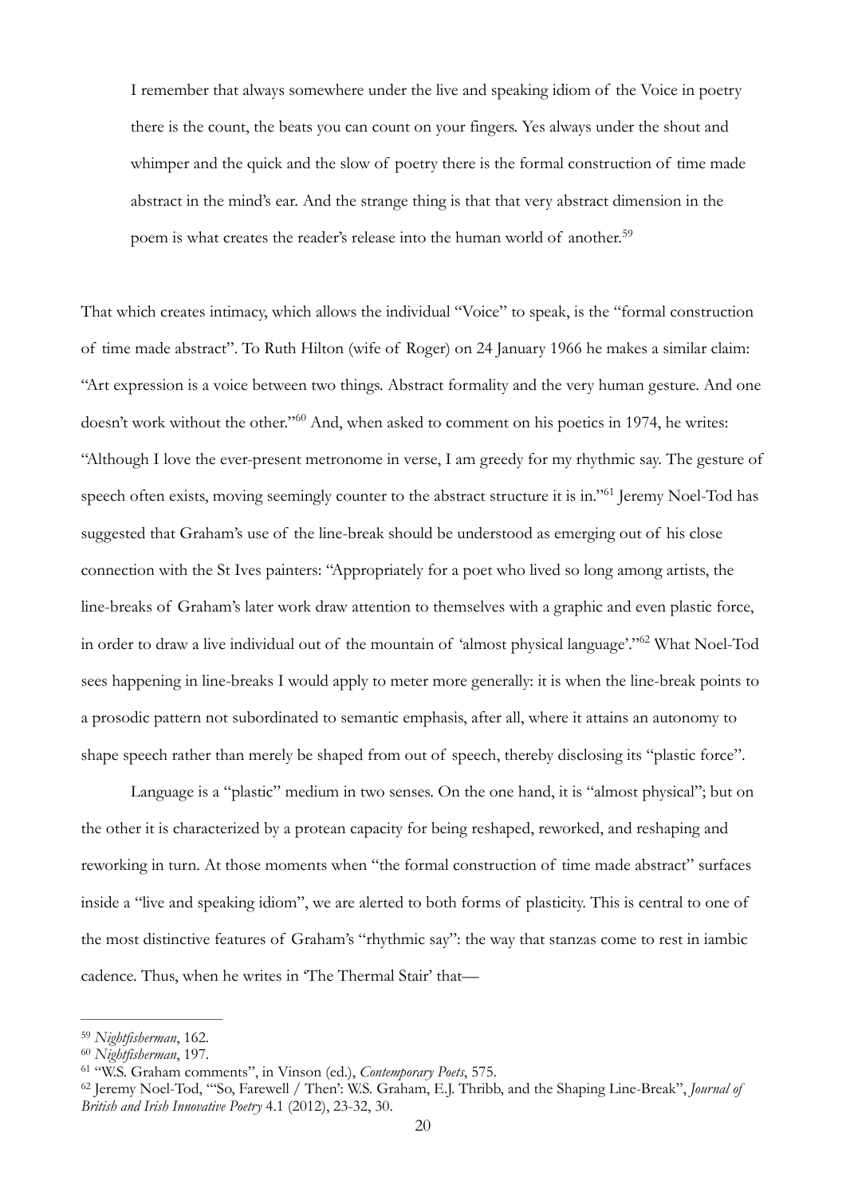> I remember that always somewhere under the live and speaking idiom of the Voice in poetry there is the count, the beats you can count on your fingers. Yes always under the shout and whimper and the quick and the slow of poetry there is the formal construction of time made abstract in the mind's ear. And the strange thing is that that very abstract dimension in the poem is what creates the reader's release into the human world of another.[59]

That which creates intimacy, which allows the individual "Voice" to speak, is the "formal construction of time made abstract". To Ruth Hilton (wife of Roger) on 24 January 1966 he makes a similar claim: "Art expression is a voice between two things. Abstract formality and the very human gesture. And one doesn't work without the other."[60] And, when asked to comment on his poetics in 1974, he writes: "Although I love the ever-present metronome in verse, I am greedy for my rhythmic say. The gesture of speech often exists, moving seemingly counter to the abstract structure it is in."[61] Jeremy Noel-Tod has suggested that Graham's use of the line-break should be understood as emerging out of his close connection with the St Ives painters: "Appropriately for a poet who lived so long among artists, the line-breaks of Graham's later work draw attention to themselves with a graphic and even plastic force, in order to draw a live individual out of the mountain of 'almost physical language'."[62] What Noel-Tod sees happening in line-breaks I would apply to meter more generally: it is when the line-break points to a prosodic pattern not subordinated to semantic emphasis, after all, where it attains an autonomy to shape speech rather than merely be shaped from out of speech, thereby disclosing its "plastic force".

Language is a "plastic" medium in two senses. On the one hand, it is "almost physical"; but on the other it is characterized by a protean capacity for being reshaped, reworked, and reshaping and reworking in turn. At those moments when "the formal construction of time made abstract" surfaces inside a "live and speaking idiom", we are alerted to both forms of plasticity. This is central to one of the most distinctive features of Graham's "rhythmic say": the way that stanzas come to rest in iambic cadence. Thus, when he writes in 'The Thermal Stair' that—

---

[59] *Nightfisherman*, 162.

[60] *Nightfisherman*, 197.

[61] "W.S. Graham comments", in Vinson (ed.), *Contemporary Poets*, 575.

[62] Jeremy Noel-Tod, "'So, Farewell / Then': W.S. Graham, E.J. Thribb, and the Shaping Line-Break", *Journal of British and Irish Innovative Poetry* 4.1 (2012), 23-32, 30.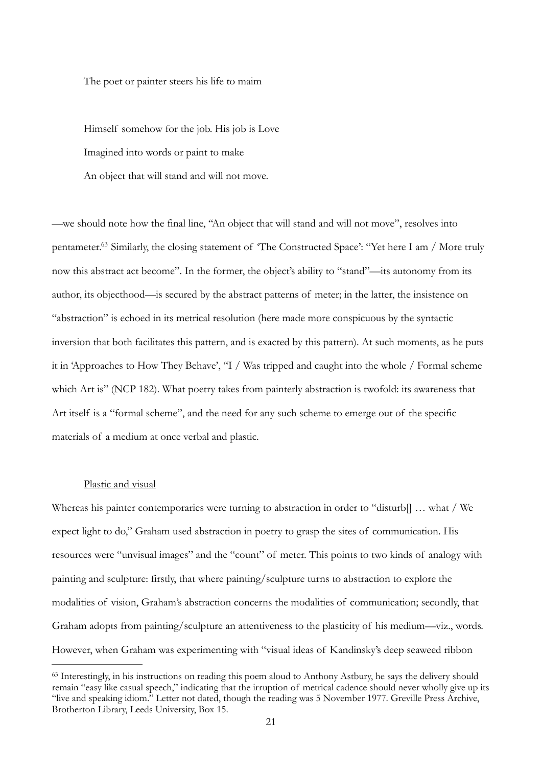The poet or painter steers his life to maim

Himself somehow for the job. His job is Love
Imagined into words or paint to make
An object that will stand and will not move.

—we should note how the final line, "An object that will stand and will not move", resolves into pentameter.[63] Similarly, the closing statement of 'The Constructed Space': "Yet here I am / More truly now this abstract act become". In the former, the object's ability to "stand"—its autonomy from its author, its objecthood—is secured by the abstract patterns of meter; in the latter, the insistence on "abstraction" is echoed in its metrical resolution (here made more conspicuous by the syntactic inversion that both facilitates this pattern, and is exacted by this pattern). At such moments, as he puts it in 'Approaches to How They Behave', "I / Was tripped and caught into the whole / Formal scheme which Art is" (NCP 182). What poetry takes from painterly abstraction is twofold: its awareness that Art itself is a "formal scheme", and the need for any such scheme to emerge out of the specific materials of a medium at once verbal and plastic.

<u>Plastic and visual</u>

Whereas his painter contemporaries were turning to abstraction in order to "disturb[] … what / We expect light to do," Graham used abstraction in poetry to grasp the sites of communication. His resources were "unvisual images" and the "count" of meter. This points to two kinds of analogy with painting and sculpture: firstly, that where painting/sculpture turns to abstraction to explore the modalities of vision, Graham's abstraction concerns the modalities of communication; secondly, that Graham adopts from painting/sculpture an attentiveness to the plasticity of his medium—viz., words. However, when Graham was experimenting with "visual ideas of Kandinsky's deep seaweed ribbon

[63] Interestingly, in his instructions on reading this poem aloud to Anthony Astbury, he says the delivery should remain "easy like casual speech," indicating that the irruption of metrical cadence should never wholly give up its "live and speaking idiom." Letter not dated, though the reading was 5 November 1977. Greville Press Archive, Brotherton Library, Leeds University, Box 15.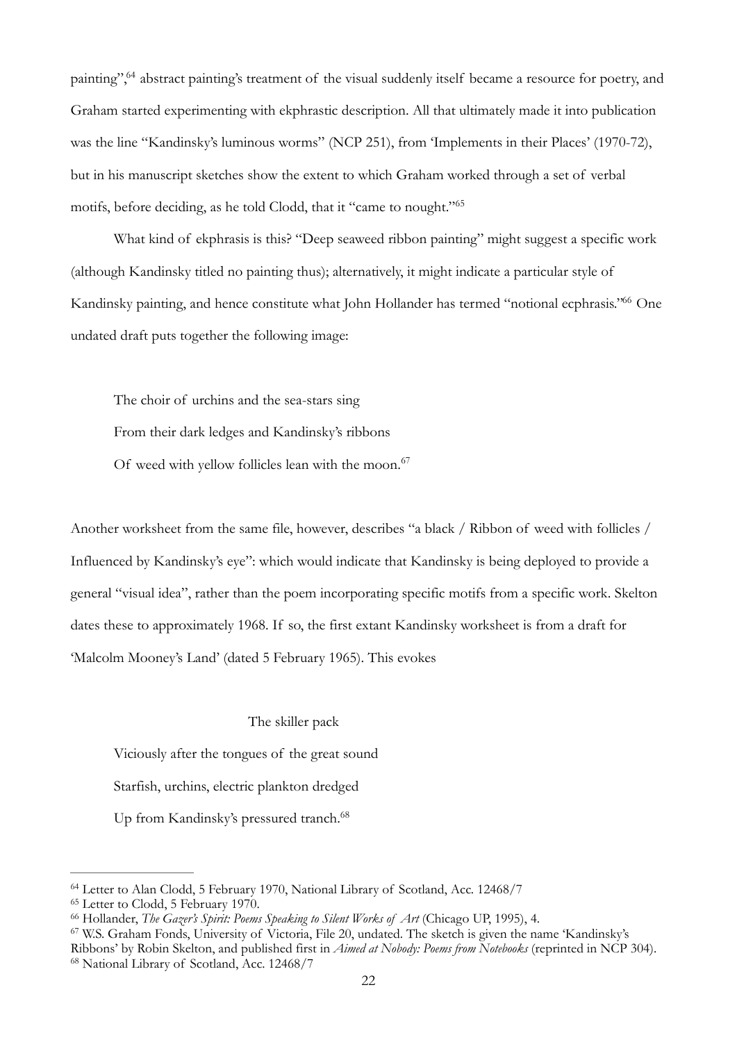painting",[64] abstract painting's treatment of the visual suddenly itself became a resource for poetry, and Graham started experimenting with ekphrastic description. All that ultimately made it into publication was the line "Kandinsky's luminous worms" (NCP 251), from 'Implements in their Places' (1970-72), but in his manuscript sketches show the extent to which Graham worked through a set of verbal motifs, before deciding, as he told Clodd, that it "came to nought."[65]

What kind of ekphrasis is this? "Deep seaweed ribbon painting" might suggest a specific work (although Kandinsky titled no painting thus); alternatively, it might indicate a particular style of Kandinsky painting, and hence constitute what John Hollander has termed "notional ecphrasis."[66] One undated draft puts together the following image:

> The choir of urchins and the sea-stars sing
>
> From their dark ledges and Kandinsky's ribbons
>
> Of weed with yellow follicles lean with the moon.[67]

Another worksheet from the same file, however, describes "a black / Ribbon of weed with follicles / Influenced by Kandinsky's eye": which would indicate that Kandinsky is being deployed to provide a general "visual idea", rather than the poem incorporating specific motifs from a specific work. Skelton dates these to approximately 1968. If so, the first extant Kandinsky worksheet is from a draft for 'Malcolm Mooney's Land' (dated 5 February 1965). This evokes

> The skiller pack
>
> Viciously after the tongues of the great sound
>
> Starfish, urchins, electric plankton dredged
>
> Up from Kandinsky's pressured tranch.[68]

---

[64] Letter to Alan Clodd, 5 February 1970, National Library of Scotland, Acc. 12468/7

[65] Letter to Clodd, 5 February 1970.

[66] Hollander, *The Gazer's Spirit: Poems Speaking to Silent Works of Art* (Chicago UP, 1995), 4.

[67] W.S. Graham Fonds, University of Victoria, File 20, undated. The sketch is given the name 'Kandinsky's Ribbons' by Robin Skelton, and published first in *Aimed at Nobody: Poems from Notebooks* (reprinted in NCP 304).

[68] National Library of Scotland, Acc. 12468/7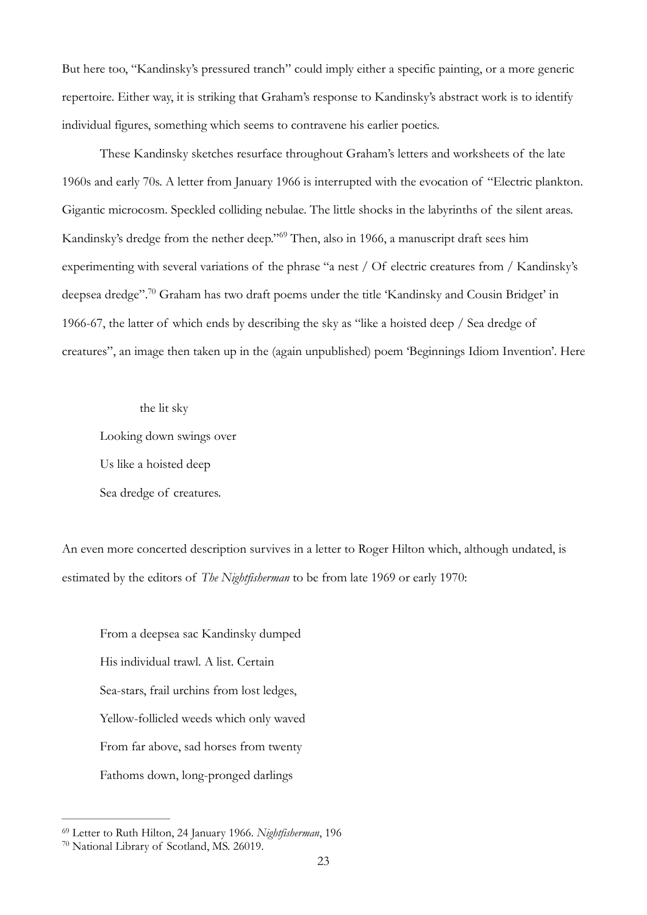But here too, "Kandinsky's pressured tranch" could imply either a specific painting, or a more generic repertoire. Either way, it is striking that Graham's response to Kandinsky's abstract work is to identify individual figures, something which seems to contravene his earlier poetics.

These Kandinsky sketches resurface throughout Graham's letters and worksheets of the late 1960s and early 70s. A letter from January 1966 is interrupted with the evocation of "Electric plankton. Gigantic microcosm. Speckled colliding nebulae. The little shocks in the labyrinths of the silent areas. Kandinsky's dredge from the nether deep."[69] Then, also in 1966, a manuscript draft sees him experimenting with several variations of the phrase "a nest / Of electric creatures from / Kandinsky's deepsea dredge".[70] Graham has two draft poems under the title 'Kandinsky and Cousin Bridget' in 1966-67, the latter of which ends by describing the sky as "like a hoisted deep / Sea dredge of creatures", an image then taken up in the (again unpublished) poem 'Beginnings Idiom Invention'. Here

> the lit sky
> Looking down swings over
> Us like a hoisted deep
> Sea dredge of creatures.

An even more concerted description survives in a letter to Roger Hilton which, although undated, is estimated by the editors of *The Nightfisherman* to be from late 1969 or early 1970:

> From a deepsea sac Kandinsky dumped
> His individual trawl. A list. Certain
> Sea-stars, frail urchins from lost ledges,
> Yellow-follicled weeds which only waved
> From far above, sad horses from twenty
> Fathoms down, long-pronged darlings

---

[69] Letter to Ruth Hilton, 24 January 1966. *Nightfisherman*, 196

[70] National Library of Scotland, MS. 26019.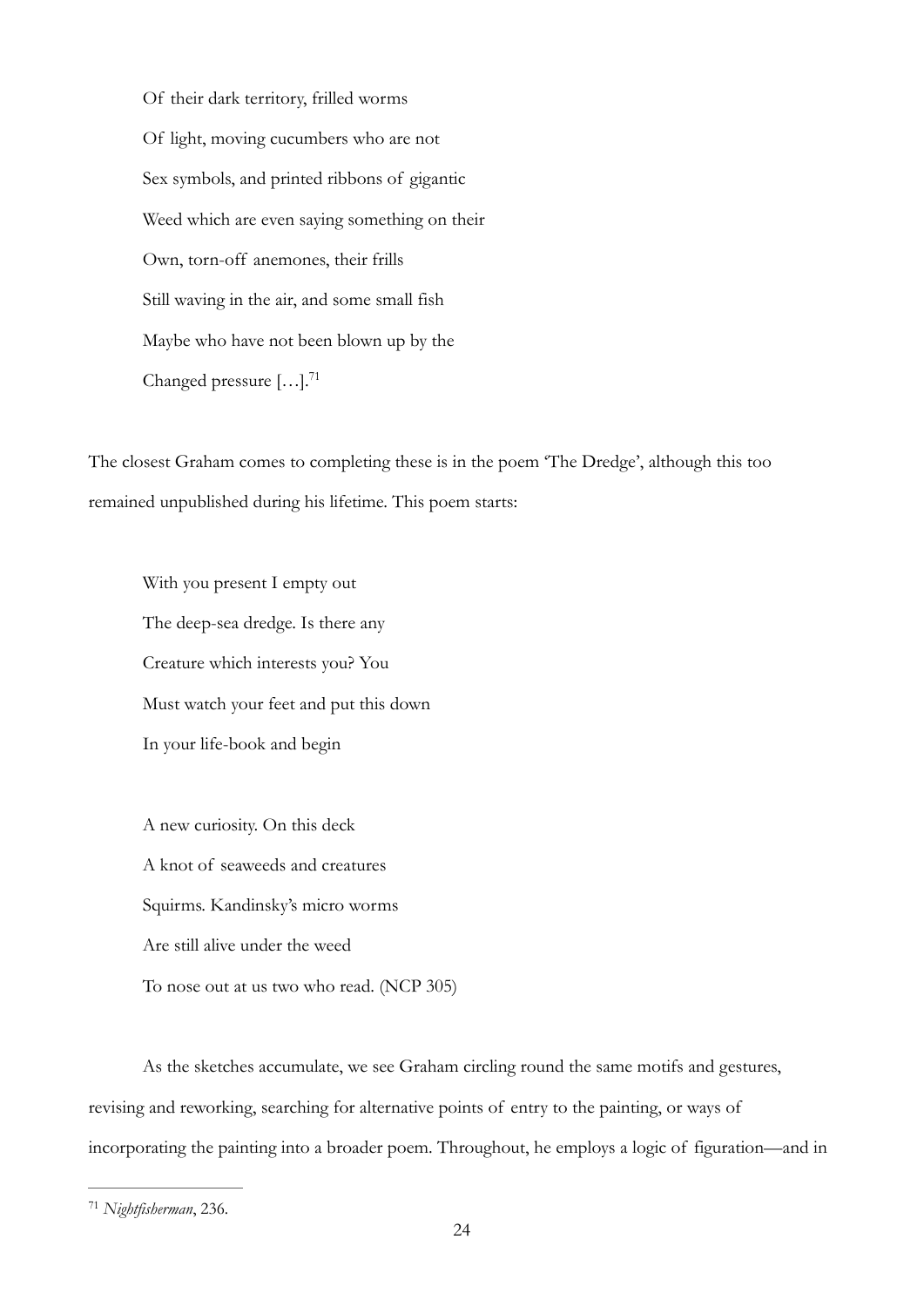> Of their dark territory, frilled worms
> Of light, moving cucumbers who are not
> Sex symbols, and printed ribbons of gigantic
> Weed which are even saying something on their
> Own, torn-off anemones, their frills
> Still waving in the air, and some small fish
> Maybe who have not been blown up by the
> Changed pressure […].[71]

The closest Graham comes to completing these is in the poem 'The Dredge', although this too remained unpublished during his lifetime. This poem starts:

> With you present I empty out
> The deep-sea dredge. Is there any
> Creature which interests you? You
> Must watch your feet and put this down
> In your life-book and begin
>
> A new curiosity. On this deck
> A knot of seaweeds and creatures
> Squirms. Kandinsky's micro worms
> Are still alive under the weed
> To nose out at us two who read. (NCP 305)

As the sketches accumulate, we see Graham circling round the same motifs and gestures, revising and reworking, searching for alternative points of entry to the painting, or ways of incorporating the painting into a broader poem. Throughout, he employs a logic of figuration—and in

---

[71] *Nightfisherman*, 236.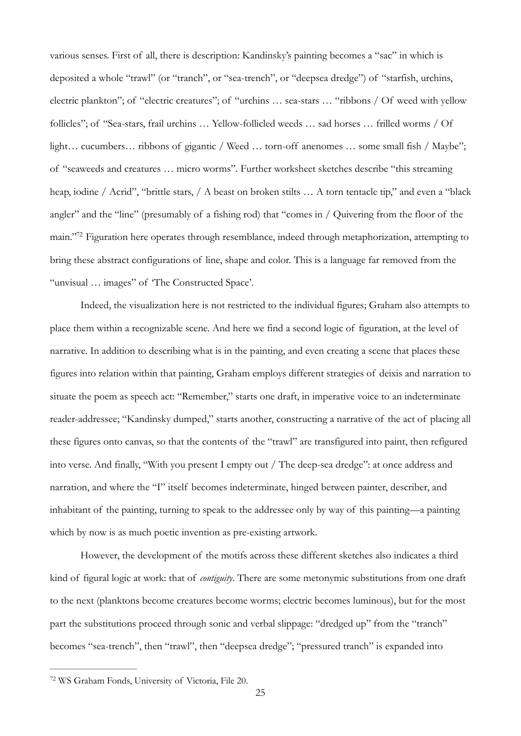various senses. First of all, there is description: Kandinsky's painting becomes a "sac" in which is deposited a whole "trawl" (or "tranch", or "sea-trench", or "deepsea dredge") of "starfish, urchins, electric plankton"; of "electric creatures"; of "urchins … sea-stars … "ribbons / Of weed with yellow follicles"; of "Sea-stars, frail urchins … Yellow-follicled weeds … sad horses … frilled worms / Of light… cucumbers… ribbons of gigantic / Weed … torn-off anenomes … some small fish / Maybe"; of "seaweeds and creatures … micro worms". Further worksheet sketches describe "this streaming heap, iodine / Acrid", "brittle stars, / A beast on broken stilts … A torn tentacle tip," and even a "black angler" and the "line" (presumably of a fishing rod) that "comes in / Quivering from the floor of the main."[72] Figuration here operates through resemblance, indeed through metaphorization, attempting to bring these abstract configurations of line, shape and color. This is a language far removed from the "unvisual … images" of 'The Constructed Space'.

Indeed, the visualization here is not restricted to the individual figures; Graham also attempts to place them within a recognizable scene. And here we find a second logic of figuration, at the level of narrative. In addition to describing what is in the painting, and even creating a scene that places these figures into relation within that painting, Graham employs different strategies of deixis and narration to situate the poem as speech act: "Remember," starts one draft, in imperative voice to an indeterminate reader-addressee; "Kandinsky dumped," starts another, constructing a narrative of the act of placing all these figures onto canvas, so that the contents of the "trawl" are transfigured into paint, then refigured into verse. And finally, "With you present I empty out / The deep-sea dredge": at once address and narration, and where the "I" itself becomes indeterminate, hinged between painter, describer, and inhabitant of the painting, turning to speak to the addressee only by way of this painting—a painting which by now is as much poetic invention as pre-existing artwork.

However, the development of the motifs across these different sketches also indicates a third kind of figural logic at work: that of *contiguity*. There are some metonymic substitutions from one draft to the next (planktons become creatures become worms; electric becomes luminous), but for the most part the substitutions proceed through sonic and verbal slippage: "dredged up" from the "tranch" becomes "sea-trench", then "trawl", then "deepsea dredge"; "pressured tranch" is expanded into

---

[72] WS Graham Fonds, University of Victoria, File 20.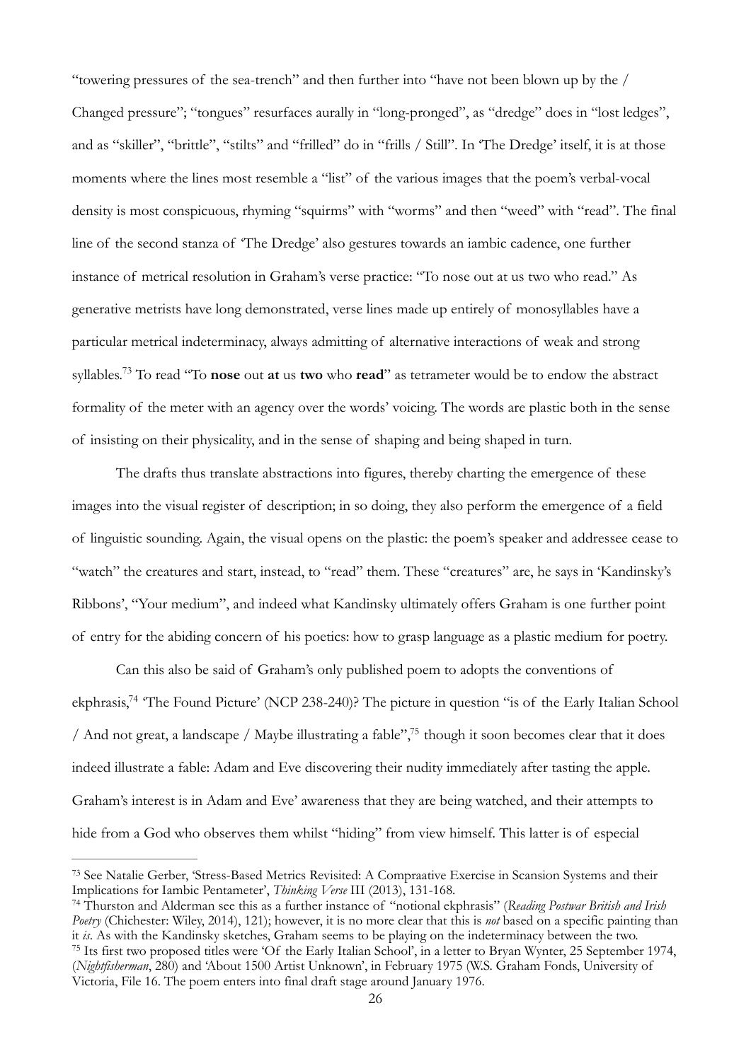"towering pressures of the sea-trench" and then further into "have not been blown up by the / Changed pressure"; "tongues" resurfaces aurally in "long-pronged", as "dredge" does in "lost ledges", and as "skiller", "brittle", "stilts" and "frilled" do in "frills / Still". In 'The Dredge' itself, it is at those moments where the lines most resemble a "list" of the various images that the poem's verbal-vocal density is most conspicuous, rhyming "squirms" with "worms" and then "weed" with "read". The final line of the second stanza of 'The Dredge' also gestures towards an iambic cadence, one further instance of metrical resolution in Graham's verse practice: "To nose out at us two who read." As generative metrists have long demonstrated, verse lines made up entirely of monosyllables have a particular metrical indeterminacy, always admitting of alternative interactions of weak and strong syllables.[73] To read "To **nose** out **at** us **two** who **read**" as tetrameter would be to endow the abstract formality of the meter with an agency over the words' voicing. The words are plastic both in the sense of insisting on their physicality, and in the sense of shaping and being shaped in turn.

The drafts thus translate abstractions into figures, thereby charting the emergence of these images into the visual register of description; in so doing, they also perform the emergence of a field of linguistic sounding. Again, the visual opens on the plastic: the poem's speaker and addressee cease to "watch" the creatures and start, instead, to "read" them. These "creatures" are, he says in 'Kandinsky's Ribbons', "Your medium", and indeed what Kandinsky ultimately offers Graham is one further point of entry for the abiding concern of his poetics: how to grasp language as a plastic medium for poetry.

Can this also be said of Graham's only published poem to adopts the conventions of ekphrasis,[74] 'The Found Picture' (NCP 238-240)? The picture in question "is of the Early Italian School / And not great, a landscape / Maybe illustrating a fable",[75] though it soon becomes clear that it does indeed illustrate a fable: Adam and Eve discovering their nudity immediately after tasting the apple. Graham's interest is in Adam and Eve' awareness that they are being watched, and their attempts to hide from a God who observes them whilst "hiding" from view himself. This latter is of especial

---

[73] See Natalie Gerber, 'Stress-Based Metrics Revisited: A Compraative Exercise in Scansion Systems and their Implications for Iambic Pentameter', *Thinking Verse* III (2013), 131-168.

[74] Thurston and Alderman see this as a further instance of "notional ekphrasis" (*Reading Postwar British and Irish Poetry* (Chichester: Wiley, 2014), 121); however, it is no more clear that this is *not* based on a specific painting than it *is*. As with the Kandinsky sketches, Graham seems to be playing on the indeterminacy between the two.

[75] Its first two proposed titles were 'Of the Early Italian School', in a letter to Bryan Wynter, 25 September 1974, (*Nightfisherman*, 280) and 'About 1500 Artist Unknown', in February 1975 (W.S. Graham Fonds, University of Victoria, File 16. The poem enters into final draft stage around January 1976.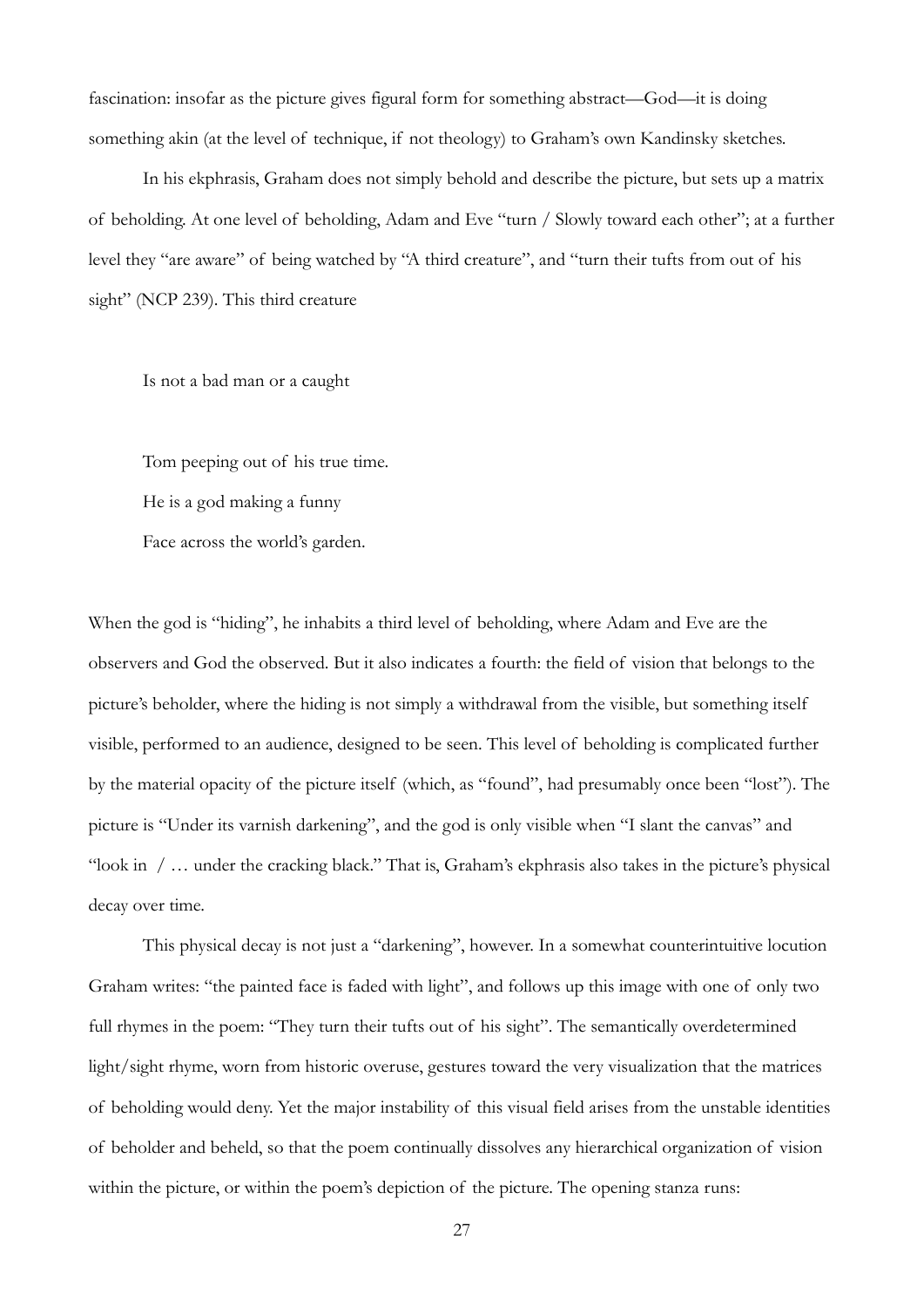fascination: insofar as the picture gives figural form for something abstract—God—it is doing something akin (at the level of technique, if not theology) to Graham's own Kandinsky sketches.

In his ekphrasis, Graham does not simply behold and describe the picture, but sets up a matrix of beholding. At one level of beholding, Adam and Eve "turn / Slowly toward each other"; at a further level they "are aware" of being watched by "A third creature", and "turn their tufts from out of his sight" (NCP 239). This third creature

> Is not a bad man or a caught
>
> Tom peeping out of his true time.
> He is a god making a funny
> Face across the world's garden.

When the god is "hiding", he inhabits a third level of beholding, where Adam and Eve are the observers and God the observed. But it also indicates a fourth: the field of vision that belongs to the picture's beholder, where the hiding is not simply a withdrawal from the visible, but something itself visible, performed to an audience, designed to be seen. This level of beholding is complicated further by the material opacity of the picture itself (which, as "found", had presumably once been "lost"). The picture is "Under its varnish darkening", and the god is only visible when "I slant the canvas" and "look in / … under the cracking black." That is, Graham's ekphrasis also takes in the picture's physical decay over time.

This physical decay is not just a "darkening", however. In a somewhat counterintuitive locution Graham writes: "the painted face is faded with light", and follows up this image with one of only two full rhymes in the poem: "They turn their tufts out of his sight". The semantically overdetermined light/sight rhyme, worn from historic overuse, gestures toward the very visualization that the matrices of beholding would deny. Yet the major instability of this visual field arises from the unstable identities of beholder and beheld, so that the poem continually dissolves any hierarchical organization of vision within the picture, or within the poem's depiction of the picture. The opening stanza runs: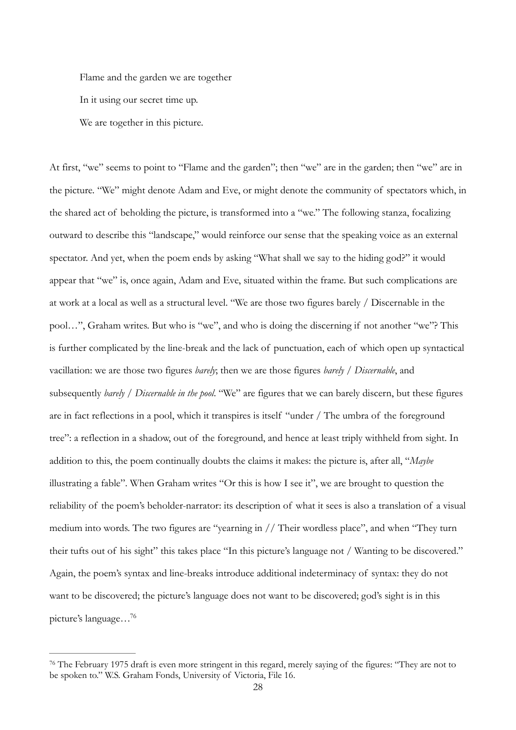> Flame and the garden we are together
>
> In it using our secret time up.
>
> We are together in this picture.

At first, "we" seems to point to "Flame and the garden"; then "we" are in the garden; then "we" are in the picture. "We" might denote Adam and Eve, or might denote the community of spectators which, in the shared act of beholding the picture, is transformed into a "we." The following stanza, focalizing outward to describe this "landscape," would reinforce our sense that the speaking voice as an external spectator. And yet, when the poem ends by asking "What shall we say to the hiding god?" it would appear that "we" is, once again, Adam and Eve, situated within the frame. But such complications are at work at a local as well as a structural level. "We are those two figures barely / Discernable in the pool…", Graham writes. But who is "we", and who is doing the discerning if not another "we"? This is further complicated by the line-break and the lack of punctuation, each of which open up syntactical vacillation: we are those two figures *barely*; then we are those figures *barely / Discernable*, and subsequently *barely / Discernable in the pool*. "We" are figures that we can barely discern, but these figures are in fact reflections in a pool, which it transpires is itself "under / The umbra of the foreground tree": a reflection in a shadow, out of the foreground, and hence at least triply withheld from sight. In addition to this, the poem continually doubts the claims it makes: the picture is, after all, "*Maybe* illustrating a fable". When Graham writes "Or this is how I see it", we are brought to question the reliability of the poem's beholder-narrator: its description of what it sees is also a translation of a visual medium into words. The two figures are "yearning in // Their wordless place", and when "They turn their tufts out of his sight" this takes place "In this picture's language not / Wanting to be discovered." Again, the poem's syntax and line-breaks introduce additional indeterminacy of syntax: they do not want to be discovered; the picture's language does not want to be discovered; god's sight is in this picture's language…[76]

---

[76] The February 1975 draft is even more stringent in this regard, merely saying of the figures: "They are not to be spoken to." W.S. Graham Fonds, University of Victoria, File 16.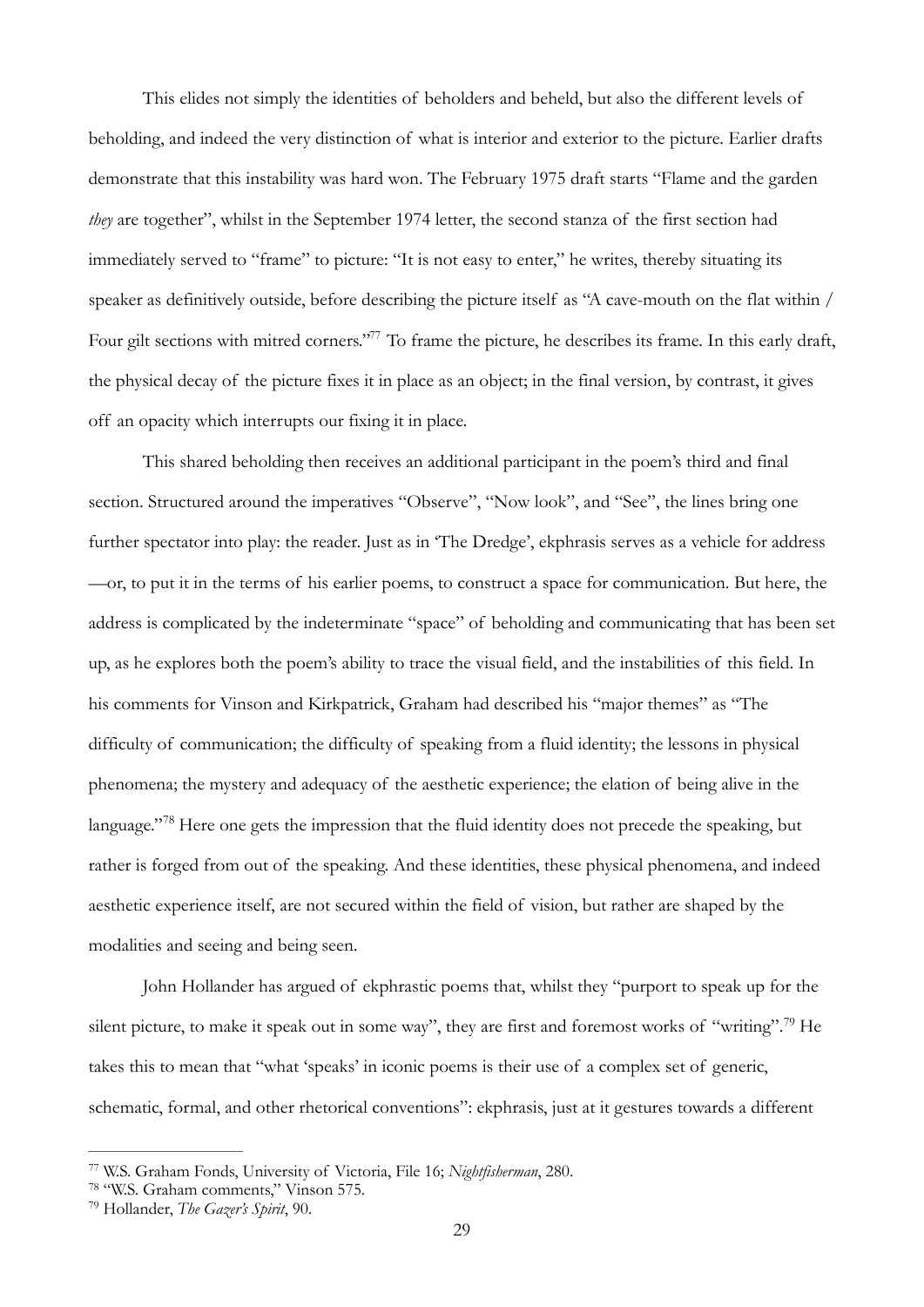This elides not simply the identities of beholders and beheld, but also the different levels of beholding, and indeed the very distinction of what is interior and exterior to the picture. Earlier drafts demonstrate that this instability was hard won. The February 1975 draft starts "Flame and the garden *they* are together", whilst in the September 1974 letter, the second stanza of the first section had immediately served to "frame" to picture: "It is not easy to enter," he writes, thereby situating its speaker as definitively outside, before describing the picture itself as "A cave-mouth on the flat within / Four gilt sections with mitred corners."[77] To frame the picture, he describes its frame. In this early draft, the physical decay of the picture fixes it in place as an object; in the final version, by contrast, it gives off an opacity which interrupts our fixing it in place.

This shared beholding then receives an additional participant in the poem's third and final section. Structured around the imperatives "Observe", "Now look", and "See", the lines bring one further spectator into play: the reader. Just as in 'The Dredge', ekphrasis serves as a vehicle for address —or, to put it in the terms of his earlier poems, to construct a space for communication. But here, the address is complicated by the indeterminate "space" of beholding and communicating that has been set up, as he explores both the poem's ability to trace the visual field, and the instabilities of this field. In his comments for Vinson and Kirkpatrick, Graham had described his "major themes" as "The difficulty of communication; the difficulty of speaking from a fluid identity; the lessons in physical phenomena; the mystery and adequacy of the aesthetic experience; the elation of being alive in the language."[78] Here one gets the impression that the fluid identity does not precede the speaking, but rather is forged from out of the speaking. And these identities, these physical phenomena, and indeed aesthetic experience itself, are not secured within the field of vision, but rather are shaped by the modalities and seeing and being seen.

John Hollander has argued of ekphrastic poems that, whilst they "purport to speak up for the silent picture, to make it speak out in some way", they are first and foremost works of "writing".[79] He takes this to mean that "what 'speaks' in iconic poems is their use of a complex set of generic, schematic, formal, and other rhetorical conventions": ekphrasis, just at it gestures towards a different

---

[77] W.S. Graham Fonds, University of Victoria, File 16; *Nightfisherman*, 280.

[78] "W.S. Graham comments," Vinson 575.

[79] Hollander, *The Gazer's Spirit*, 90.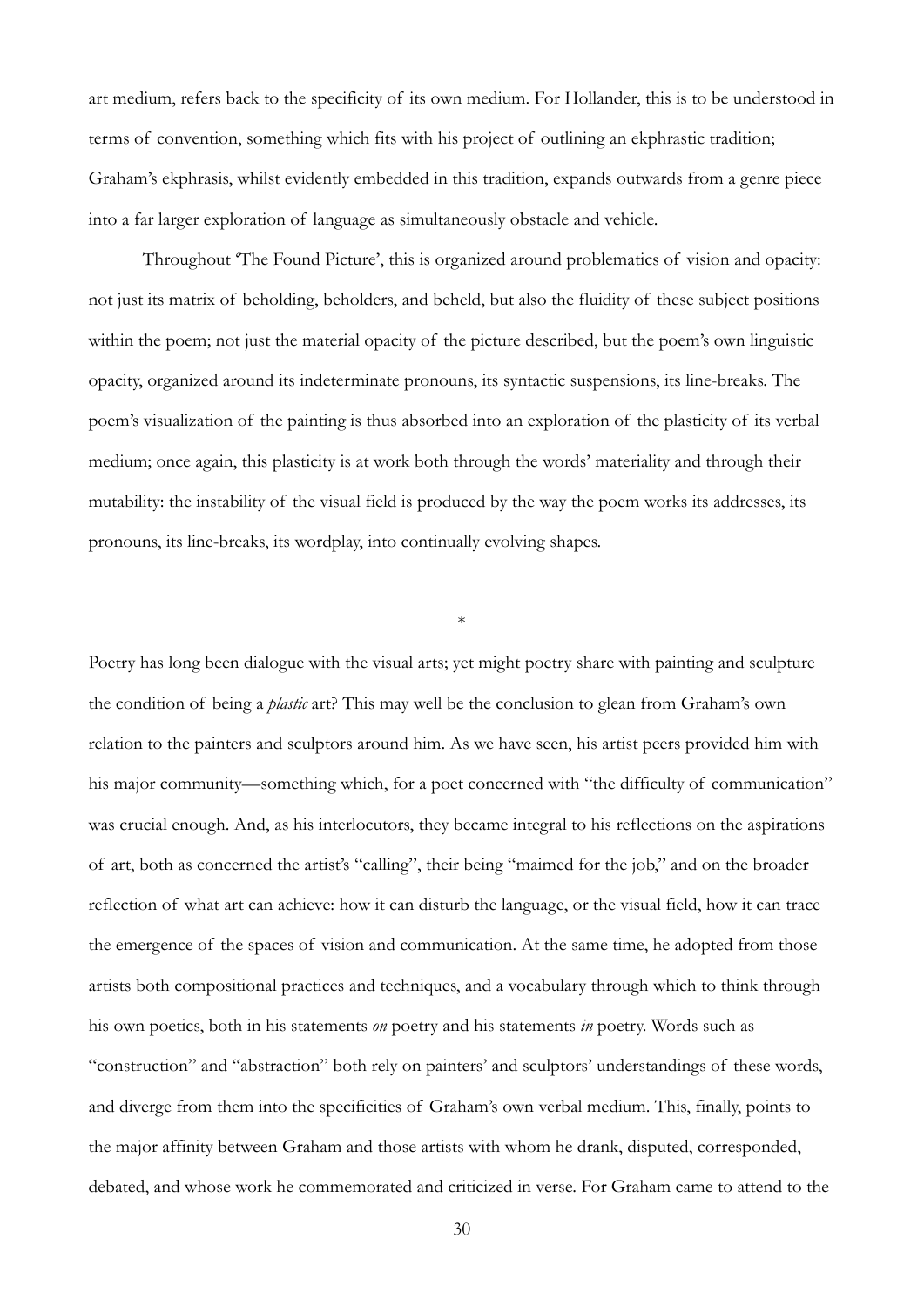art medium, refers back to the specificity of its own medium. For Hollander, this is to be understood in terms of convention, something which fits with his project of outlining an ekphrastic tradition; Graham's ekphrasis, whilst evidently embedded in this tradition, expands outwards from a genre piece into a far larger exploration of language as simultaneously obstacle and vehicle.

Throughout 'The Found Picture', this is organized around problematics of vision and opacity: not just its matrix of beholding, beholders, and beheld, but also the fluidity of these subject positions within the poem; not just the material opacity of the picture described, but the poem's own linguistic opacity, organized around its indeterminate pronouns, its syntactic suspensions, its line-breaks. The poem's visualization of the painting is thus absorbed into an exploration of the plasticity of its verbal medium; once again, this plasticity is at work both through the words' materiality and through their mutability: the instability of the visual field is produced by the way the poem works its addresses, its pronouns, its line-breaks, its wordplay, into continually evolving shapes.

*

Poetry has long been dialogue with the visual arts; yet might poetry share with painting and sculpture the condition of being a *plastic* art? This may well be the conclusion to glean from Graham's own relation to the painters and sculptors around him. As we have seen, his artist peers provided him with his major community—something which, for a poet concerned with "the difficulty of communication" was crucial enough. And, as his interlocutors, they became integral to his reflections on the aspirations of art, both as concerned the artist's "calling", their being "maimed for the job," and on the broader reflection of what art can achieve: how it can disturb the language, or the visual field, how it can trace the emergence of the spaces of vision and communication. At the same time, he adopted from those artists both compositional practices and techniques, and a vocabulary through which to think through his own poetics, both in his statements *on* poetry and his statements *in* poetry. Words such as "construction" and "abstraction" both rely on painters' and sculptors' understandings of these words, and diverge from them into the specificities of Graham's own verbal medium. This, finally, points to the major affinity between Graham and those artists with whom he drank, disputed, corresponded, debated, and whose work he commemorated and criticized in verse. For Graham came to attend to the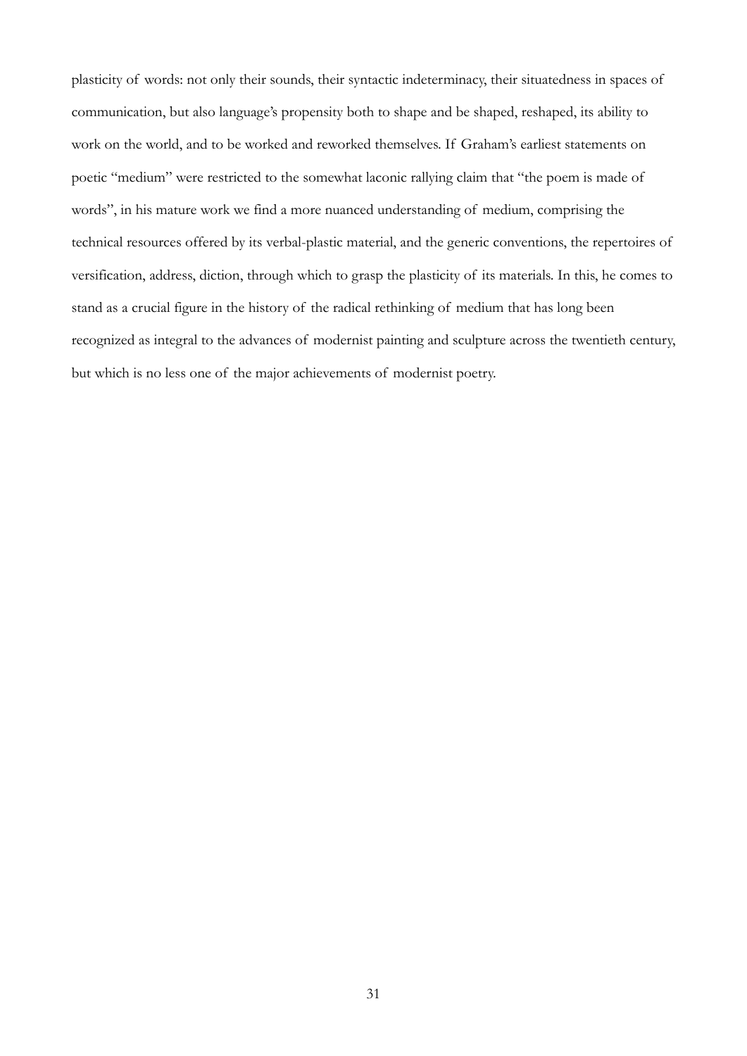plasticity of words: not only their sounds, their syntactic indeterminacy, their situatedness in spaces of communication, but also language's propensity both to shape and be shaped, reshaped, its ability to work on the world, and to be worked and reworked themselves. If Graham's earliest statements on poetic "medium" were restricted to the somewhat laconic rallying claim that "the poem is made of words", in his mature work we find a more nuanced understanding of medium, comprising the technical resources offered by its verbal-plastic material, and the generic conventions, the repertoires of versification, address, diction, through which to grasp the plasticity of its materials. In this, he comes to stand as a crucial figure in the history of the radical rethinking of medium that has long been recognized as integral to the advances of modernist painting and sculpture across the twentieth century, but which is no less one of the major achievements of modernist poetry.